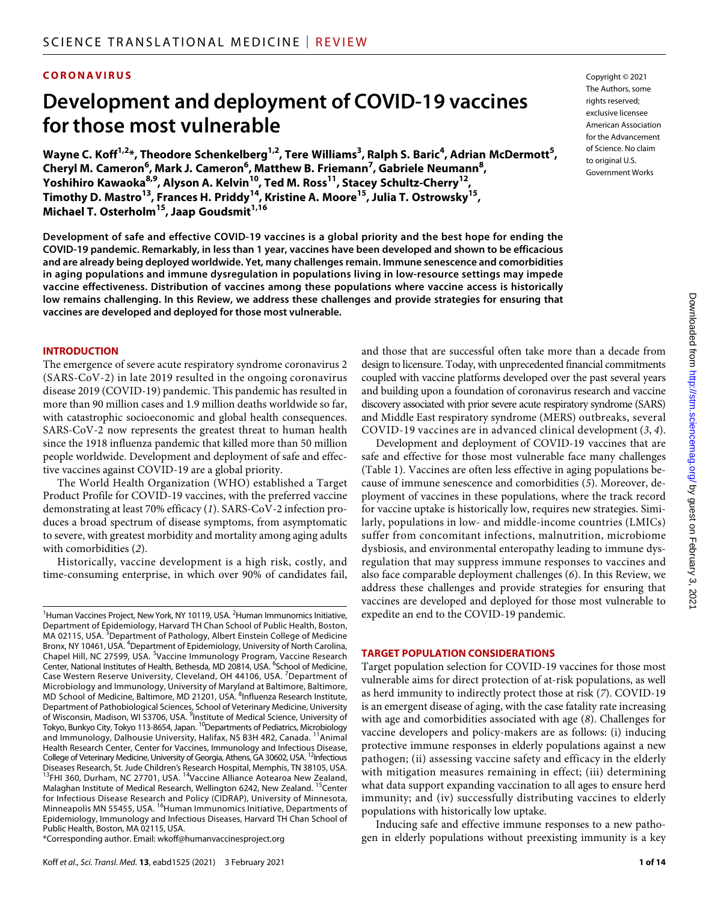CORONAVIRUS

# Development and deployment of COVID-19 vaccines for those most vulnerable

Wayne C. Koff[1,2]*, Theodore Schenkelberg[1,2], Tere Williams[3], Ralph S. Baric[4], Adrian McDermott[5], Cheryl M. Cameron[6], Mark J. Cameron[6], Matthew B. Frieman[7], Gabriele Neumann[8], Yoshihiro Kawaoka[8,9], Alyson A. Kelvin[10], Ted M. Ross[11], Stacey Schultz-Cherry[12], Timothy D. Mastro[13], Frances H. Priddy[14], Kristine A. Moore[15], Julia T. Ostrowsky[15], Michael T. Osterholm[15], Jaap Goudsmit[1,16]

Copyright © 2021 The Authors, some rights reserved; exclusive licensee American Association for the Advancement of Science. No claim to original U.S. Government Works

**Development of safe and effective COVID-19 vaccines is a global priority and the best hope for ending the COVID-19 pandemic. Remarkably, in less than 1 year, vaccines have been developed and shown to be efficacious and are already being deployed worldwide. Yet, many challenges remain. Immune senescence and comorbidities in aging populations and immune dysregulation in populations living in low-resource settings may impede vaccine effectiveness. Distribution of vaccines among these populations where vaccine access is historically low remains challenging. In this Review, we address these challenges and provide strategies for ensuring that vaccines are developed and deployed for those most vulnerable.**

## INTRODUCTION

The emergence of severe acute respiratory syndrome coronavirus 2 (SARS-CoV-2) in late 2019 resulted in the ongoing coronavirus disease 2019 (COVID-19) pandemic. This pandemic has resulted in more than 90 million cases and 1.9 million deaths worldwide so far, with catastrophic socioeconomic and global health consequences. SARS-CoV-2 now represents the greatest threat to human health since the 1918 influenza pandemic that killed more than 50 million people worldwide. Development and deployment of safe and effective vaccines against COVID-19 are a global priority.

The World Health Organization (WHO) established a Target Product Profile for COVID-19 vaccines, with the preferred vaccine demonstrating at least 70% efficacy (*1*). SARS-CoV-2 infection produces a broad spectrum of disease symptoms, from asymptomatic to severe, with greatest morbidity and mortality among aging adults with comorbidities (*2*).

Historically, vaccine development is a high risk, costly, and time-consuming enterprise, in which over 90% of candidates fail, and those that are successful often take more than a decade from design to licensure. Today, with unprecedented financial commitments coupled with vaccine platforms developed over the past several years and building upon a foundation of coronavirus research and vaccine discovery associated with prior severe acute respiratory syndrome (SARS) and Middle East respiratory syndrome (MERS) outbreaks, several COVID-19 vaccines are in advanced clinical development (*3*, *4*).

Development and deployment of COVID-19 vaccines that are safe and effective for those most vulnerable face many challenges (Table 1). Vaccines are often less effective in aging populations because of immune senescence and comorbidities (*5*). Moreover, deployment of vaccines in these populations, where the track record for vaccine uptake is historically low, requires new strategies. Similarly, populations in low- and middle-income countries (LMICs) suffer from concomitant infections, malnutrition, microbiome dysbiosis, and environmental enteropathy leading to immune dysregulation that may suppress immune responses to vaccines and also face comparable deployment challenges (*6*). In this Review, we address these challenges and provide strategies for ensuring that vaccines are developed and deployed for those most vulnerable to expedite an end to the COVID-19 pandemic.

## TARGET POPULATION CONSIDERATIONS

Target population selection for COVID-19 vaccines for those most vulnerable aims for direct protection of at-risk populations, as well as herd immunity to indirectly protect those at risk (*7*). COVID-19 is an emergent disease of aging, with the case fatality rate increasing with age and comorbidities associated with age (*8*). Challenges for vaccine developers and policy-makers are as follows: (i) inducing protective immune responses in elderly populations against a new pathogen; (ii) assessing vaccine safety and efficacy in the elderly with mitigation measures remaining in effect; (iii) determining what data support expanding vaccination to all ages to ensure herd immunity; and (iv) successfully distributing vaccines to elderly populations with historically low uptake.

Inducing safe and effective immune responses to a new pathogen in elderly populations without preexisting immunity is a key

---

[1]Human Vaccines Project, New York, NY 10119, USA. [2]Human Immunomics Initiative, Department of Epidemiology, Harvard TH Chan School of Public Health, Boston, MA 02115, USA. [3]Department of Pathology, Albert Einstein College of Medicine Bronx, NY 10461, USA. [4]Department of Epidemiology, University of North Carolina, Chapel Hill, NC 27599, USA. [5]Vaccine Immunology Program, Vaccine Research Center, National Institutes of Health, Bethesda, MD 20814, USA. [6]School of Medicine, Case Western Reserve University, Cleveland, OH 44106, USA. [7]Department of Microbiology and Immunology, University of Maryland at Baltimore, Baltimore, MD School of Medicine, Baltimore, MD 21201, USA. [8]Influenza Research Institute, Department of Pathobiological Sciences, School of Veterinary Medicine, University of Wisconsin, Madison, WI 53706, USA. [9]Institute of Medical Science, University of Tokyo, Bunkyo City, Tokyo 113-8654, Japan. [10]Departments of Pediatrics, Microbiology and Immunology, Dalhousie University, Halifax, NS B3H 4R2, Canada. [11]Animal Health Research Center, Center for Vaccines, Immunology and Infectious Disease, College of Veterinary Medicine, University of Georgia, Athens, GA 30602, USA. [12]Infectious Diseases Research, St. Jude Children's Research Hospital, Memphis, TN 38105, USA. [13]FHI 360, Durham, NC 27701, USA. [14]Vaccine Alliance Aotearoa New Zealand, Malaghan Institute of Medical Research, Wellington 6242, New Zealand. [15]Center for Infectious Disease Research and Policy (CIDRAP), University of Minnesota, Minneapolis MN 55455, USA. [16]Human Immunomics Initiative, Departments of Epidemiology, Immunology and Infectious Diseases, Harvard TH Chan School of Public Health, Boston, MA 02115, USA.

*Corresponding author. Email: wkoff@humanvaccinesproject.org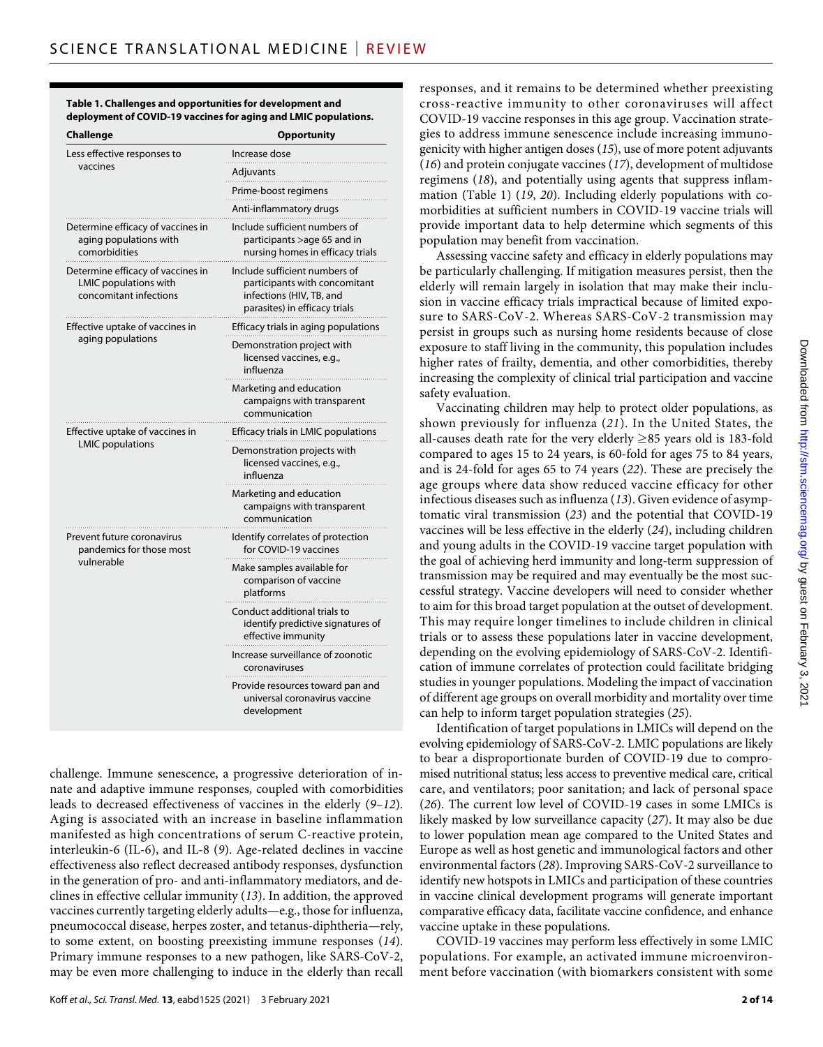**Table 1. Challenges and opportunities for development and deployment of COVID-19 vaccines for aging and LMIC populations.**

| Challenge | Opportunity |
|---|---|
| Less effective responses to vaccines | Increase dose |
| | Adjuvants |
| | Prime-boost regimens |
| | Anti-inflammatory drugs |
| Determine efficacy of vaccines in aging populations with comorbidities | Include sufficient numbers of participants >age 65 and in nursing homes in efficacy trials |
| Determine efficacy of vaccines in LMIC populations with concomitant infections | Include sufficient numbers of participants with concomitant infections (HIV, TB, and parasites) in efficacy trials |
| Effective uptake of vaccines in aging populations | Efficacy trials in aging populations |
| | Demonstration project with licensed vaccines, e.g., influenza |
| | Marketing and education campaigns with transparent communication |
| Effective uptake of vaccines in LMIC populations | Efficacy trials in LMIC populations |
| | Demonstration projects with licensed vaccines, e.g., influenza |
| | Marketing and education campaigns with transparent communication |
| Prevent future coronavirus pandemics for those most vulnerable | Identify correlates of protection for COVID-19 vaccines |
| | Make samples available for comparison of vaccine platforms |
| | Conduct additional trials to identify predictive signatures of effective immunity |
| | Increase surveillance of zoonotic coronaviruses |
| | Provide resources toward pan and universal coronavirus vaccine development |

challenge. Immune senescence, a progressive deterioration of innate and adaptive immune responses, coupled with comorbidities leads to decreased effectiveness of vaccines in the elderly (*9*–*12*). Aging is associated with an increase in baseline inflammation manifested as high concentrations of serum C-reactive protein, interleukin-6 (IL-6), and IL-8 (*9*). Age-related declines in vaccine effectiveness also reflect decreased antibody responses, dysfunction in the generation of pro- and anti-inflammatory mediators, and declines in effective cellular immunity (*13*). In addition, the approved vaccines currently targeting elderly adults—e.g., those for influenza, pneumococcal disease, herpes zoster, and tetanus-diphtheria—rely, to some extent, on boosting preexisting immune responses (*14*). Primary immune responses to a new pathogen, like SARS-CoV-2, may be even more challenging to induce in the elderly than recall responses, and it remains to be determined whether preexisting cross-reactive immunity to other coronaviruses will affect COVID-19 vaccine responses in this age group. Vaccination strategies to address immune senescence include increasing immunogenicity with higher antigen doses (*15*), use of more potent adjuvants (*16*) and protein conjugate vaccines (*17*), development of multidose regimens (*18*), and potentially using agents that suppress inflammation (Table 1) (*19*, *20*). Including elderly populations with comorbidities at sufficient numbers in COVID-19 vaccine trials will provide important data to help determine which segments of this population may benefit from vaccination.

Assessing vaccine safety and efficacy in elderly populations may be particularly challenging. If mitigation measures persist, then the elderly will remain largely in isolation that may make their inclusion in vaccine efficacy trials impractical because of limited exposure to SARS-CoV-2. Whereas SARS-CoV-2 transmission may persist in groups such as nursing home residents because of close exposure to staff living in the community, this population includes higher rates of frailty, dementia, and other comorbidities, thereby increasing the complexity of clinical trial participation and vaccine safety evaluation.

Vaccinating children may help to protect older populations, as shown previously for influenza (*21*). In the United States, the all-causes death rate for the very elderly ≥85 years old is 183-fold compared to ages 15 to 24 years, is 60-fold for ages 75 to 84 years, and is 24-fold for ages 65 to 74 years (*22*). These are precisely the age groups where data show reduced vaccine efficacy for other infectious diseases such as influenza (*13*). Given evidence of asymptomatic viral transmission (*23*) and the potential that COVID-19 vaccines will be less effective in the elderly (*24*), including children and young adults in the COVID-19 vaccine target population with the goal of achieving herd immunity and long-term suppression of transmission may be required and may eventually be the most successful strategy. Vaccine developers will need to consider whether to aim for this broad target population at the outset of development. This may require longer timelines to include children in clinical trials or to assess these populations later in vaccine development, depending on the evolving epidemiology of SARS-CoV-2. Identification of immune correlates of protection could facilitate bridging studies in younger populations. Modeling the impact of vaccination of different age groups on overall morbidity and mortality over time can help to inform target population strategies (*25*).

Identification of target populations in LMICs will depend on the evolving epidemiology of SARS-CoV-2. LMIC populations are likely to bear a disproportionate burden of COVID-19 due to compromised nutritional status; less access to preventive medical care, critical care, and ventilators; poor sanitation; and lack of personal space (*26*). The current low level of COVID-19 cases in some LMICs is likely masked by low surveillance capacity (*27*). It may also be due to lower population mean age compared to the United States and Europe as well as host genetic and immunological factors and other environmental factors (*28*). Improving SARS-CoV-2 surveillance to identify new hotspots in LMICs and participation of these countries in vaccine clinical development programs will generate important comparative efficacy data, facilitate vaccine confidence, and enhance vaccine uptake in these populations.

COVID-19 vaccines may perform less effectively in some LMIC populations. For example, an activated immune microenvironment before vaccination (with biomarkers consistent with some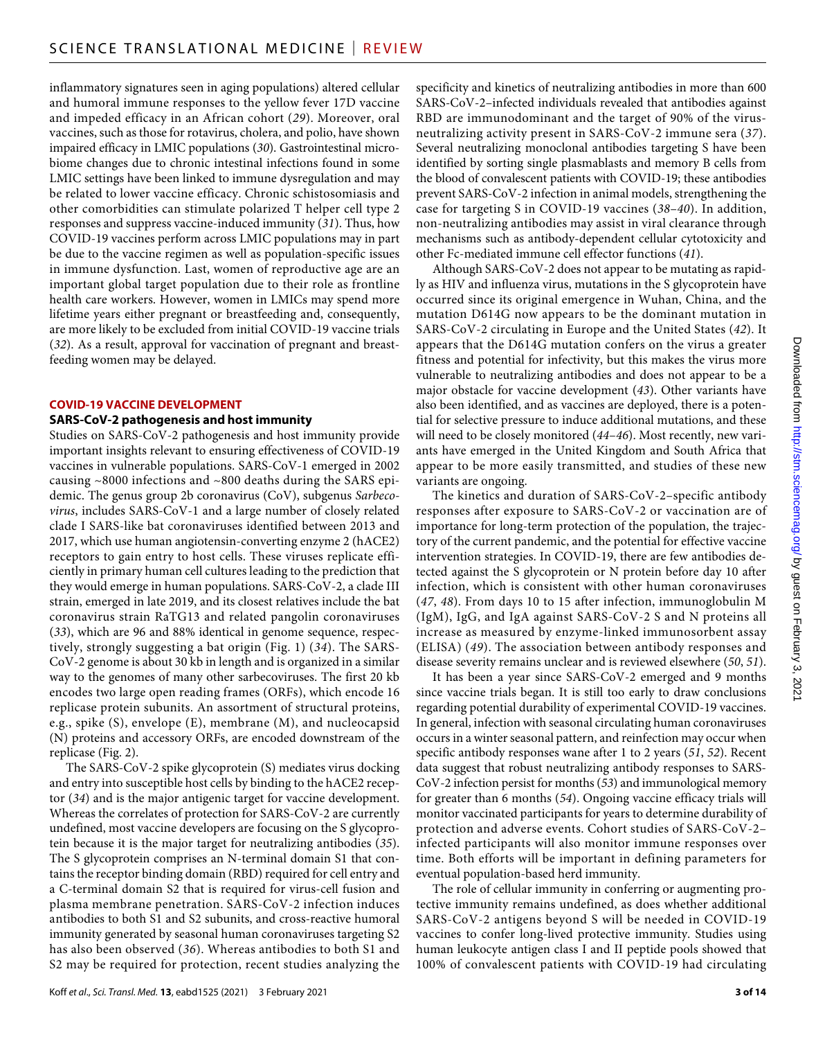inflammatory signatures seen in aging populations) altered cellular and humoral immune responses to the yellow fever 17D vaccine and impeded efficacy in an African cohort (*29*). Moreover, oral vaccines, such as those for rotavirus, cholera, and polio, have shown impaired efficacy in LMIC populations (*30*). Gastrointestinal microbiome changes due to chronic intestinal infections found in some LMIC settings have been linked to immune dysregulation and may be related to lower vaccine efficacy. Chronic schistosomiasis and other comorbidities can stimulate polarized T helper cell type 2 responses and suppress vaccine-induced immunity (*31*). Thus, how COVID-19 vaccines perform across LMIC populations may in part be due to the vaccine regimen as well as population-specific issues in immune dysfunction. Last, women of reproductive age are an important global target population due to their role as frontline health care workers. However, women in LMICs may spend more lifetime years either pregnant or breastfeeding and, consequently, are more likely to be excluded from initial COVID-19 vaccine trials (*32*). As a result, approval for vaccination of pregnant and breastfeeding women may be delayed.

## COVID-19 VACCINE DEVELOPMENT

### SARS-CoV-2 pathogenesis and host immunity

Studies on SARS-CoV-2 pathogenesis and host immunity provide important insights relevant to ensuring effectiveness of COVID-19 vaccines in vulnerable populations. SARS-CoV-1 emerged in 2002 causing ~8000 infections and ~800 deaths during the SARS epidemic. The genus group 2b coronavirus (CoV), subgenus *Sarbecovirus*, includes SARS-CoV-1 and a large number of closely related clade I SARS-like bat coronaviruses identified between 2013 and 2017, which use human angiotensin-converting enzyme 2 (hACE2) receptors to gain entry to host cells. These viruses replicate efficiently in primary human cell cultures leading to the prediction that they would emerge in human populations. SARS-CoV-2, a clade III strain, emerged in late 2019, and its closest relatives include the bat coronavirus strain RaTG13 and related pangolin coronaviruses (*33*), which are 96 and 88% identical in genome sequence, respectively, strongly suggesting a bat origin (Fig. 1) (*34*). The SARS-CoV-2 genome is about 30 kb in length and is organized in a similar way to the genomes of many other sarbecoviruses. The first 20 kb encodes two large open reading frames (ORFs), which encode 16 replicase protein subunits. An assortment of structural proteins, e.g., spike (S), envelope (E), membrane (M), and nucleocapsid (N) proteins and accessory ORFs, are encoded downstream of the replicase (Fig. 2).

The SARS-CoV-2 spike glycoprotein (S) mediates virus docking and entry into susceptible host cells by binding to the hACE2 receptor (*34*) and is the major antigenic target for vaccine development. Whereas the correlates of protection for SARS-CoV-2 are currently undefined, most vaccine developers are focusing on the S glycoprotein because it is the major target for neutralizing antibodies (*35*). The S glycoprotein comprises an N-terminal domain S1 that contains the receptor binding domain (RBD) required for cell entry and a C-terminal domain S2 that is required for virus-cell fusion and plasma membrane penetration. SARS-CoV-2 infection induces antibodies to both S1 and S2 subunits, and cross-reactive humoral immunity generated by seasonal human coronaviruses targeting S2 has also been observed (*36*). Whereas antibodies to both S1 and S2 may be required for protection, recent studies analyzing the specificity and kinetics of neutralizing antibodies in more than 600 SARS-CoV-2–infected individuals revealed that antibodies against RBD are immunodominant and the target of 90% of the virus-neutralizing activity present in SARS-CoV-2 immune sera (*37*). Several neutralizing monoclonal antibodies targeting S have been identified by sorting single plasmablasts and memory B cells from the blood of convalescent patients with COVID-19; these antibodies prevent SARS-CoV-2 infection in animal models, strengthening the case for targeting S in COVID-19 vaccines (*38*–*40*). In addition, non-neutralizing antibodies may assist in viral clearance through mechanisms such as antibody-dependent cellular cytotoxicity and other Fc-mediated immune cell effector functions (*41*).

Although SARS-CoV-2 does not appear to be mutating as rapidly as HIV and influenza virus, mutations in the S glycoprotein have occurred since its original emergence in Wuhan, China, and the mutation D614G now appears to be the dominant mutation in SARS-CoV-2 circulating in Europe and the United States (*42*). It appears that the D614G mutation confers on the virus a greater fitness and potential for infectivity, but this makes the virus more vulnerable to neutralizing antibodies and does not appear to be a major obstacle for vaccine development (*43*). Other variants have also been identified, and as vaccines are deployed, there is a potential for selective pressure to induce additional mutations, and these will need to be closely monitored (*44*–*46*). Most recently, new variants have emerged in the United Kingdom and South Africa that appear to be more easily transmitted, and studies of these new variants are ongoing.

The kinetics and duration of SARS-CoV-2–specific antibody responses after exposure to SARS-CoV-2 or vaccination are of importance for long-term protection of the population, the trajectory of the current pandemic, and the potential for effective vaccine intervention strategies. In COVID-19, there are few antibodies detected against the S glycoprotein or N protein before day 10 after infection, which is consistent with other human coronaviruses (*47*, *48*). From days 10 to 15 after infection, immunoglobulin M (IgM), IgG, and IgA against SARS-CoV-2 S and N proteins all increase as measured by enzyme-linked immunosorbent assay (ELISA) (*49*). The association between antibody responses and disease severity remains unclear and is reviewed elsewhere (*50*, *51*).

It has been a year since SARS-CoV-2 emerged and 9 months since vaccine trials began. It is still too early to draw conclusions regarding potential durability of experimental COVID-19 vaccines. In general, infection with seasonal circulating human coronaviruses occurs in a winter seasonal pattern, and reinfection may occur when specific antibody responses wane after 1 to 2 years (*51*, *52*). Recent data suggest that robust neutralizing antibody responses to SARS-CoV-2 infection persist for months (*53*) and immunological memory for greater than 6 months (*54*). Ongoing vaccine efficacy trials will monitor vaccinated participants for years to determine durability of protection and adverse events. Cohort studies of SARS-CoV-2–infected participants will also monitor immune responses over time. Both efforts will be important in defining parameters for eventual population-based herd immunity.

The role of cellular immunity in conferring or augmenting protective immunity remains undefined, as does whether additional SARS-CoV-2 antigens beyond S will be needed in COVID-19 vaccines to confer long-lived protective immunity. Studies using human leukocyte antigen class I and II peptide pools showed that 100% of convalescent patients with COVID-19 had circulating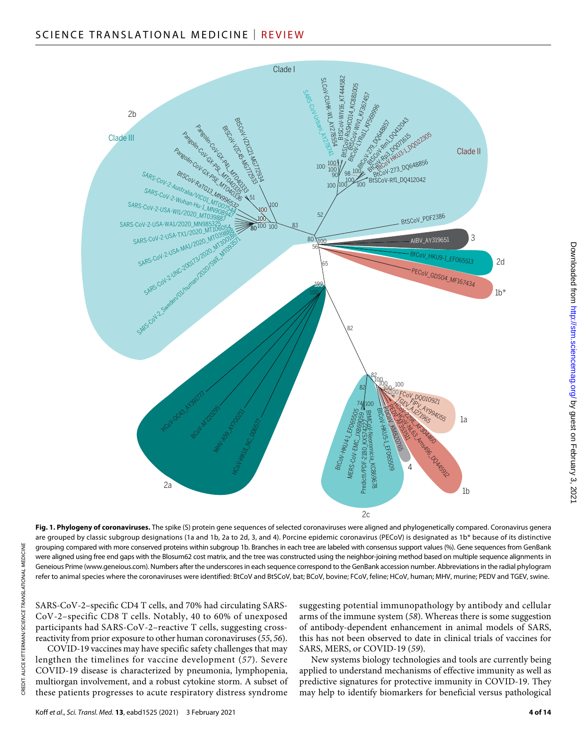**Fig. 1. Phylogeny of coronaviruses.** The spike (S) protein gene sequences of selected coronaviruses were aligned and phylogenetically compared. Coronavirus genera are grouped by classic subgroup designations (1a and 1b, 2a to 2d, 3, and 4). Porcine epidemic coronavirus (PECoV) is designated as 1b* because of its distinctive grouping compared with more conserved proteins within subgroup 1b. Branches in each tree are labeled with consensus support values (%). Gene sequences from GenBank were aligned using free end gaps with the Blosum62 cost matrix, and the tree was constructed using the neighbor-joining method based on multiple sequence alignments in Geneious Prime (www.geneious.com). Numbers after the underscores in each sequence correspond to the GenBank accession number. Abbreviations in the radial phylogram refer to animal species where the coronaviruses were identified: BtCoV and BtSCoV, bat; BCoV, bovine; FCoV, feline; HCoV, human; MHV, murine; PEDV and TGEV, swine.

SARS-CoV-2–specific CD4 T cells, and 70% had circulating SARS-CoV-2–specific CD8 T cells. Notably, 40 to 60% of unexposed participants had SARS-CoV-2–reactive T cells, suggesting cross-reactivity from prior exposure to other human coronaviruses (*55*, *56*).

COVID-19 vaccines may have specific safety challenges that may lengthen the timelines for vaccine development (*57*). Severe COVID-19 disease is characterized by pneumonia, lymphopenia, multiorgan involvement, and a robust cytokine storm. A subset of these patients progresses to acute respiratory distress syndrome suggesting potential immunopathology by antibody and cellular arms of the immune system (*58*). Whereas there is some suggestion of antibody-dependent enhancement in animal models of SARS, this has not been observed to date in clinical trials of vaccines for SARS, MERS, or COVID-19 (*59*).

New systems biology technologies and tools are currently being applied to understand mechanisms of effective immunity as well as predictive signatures for protective immunity in COVID-19. They may help to identify biomarkers for beneficial versus pathological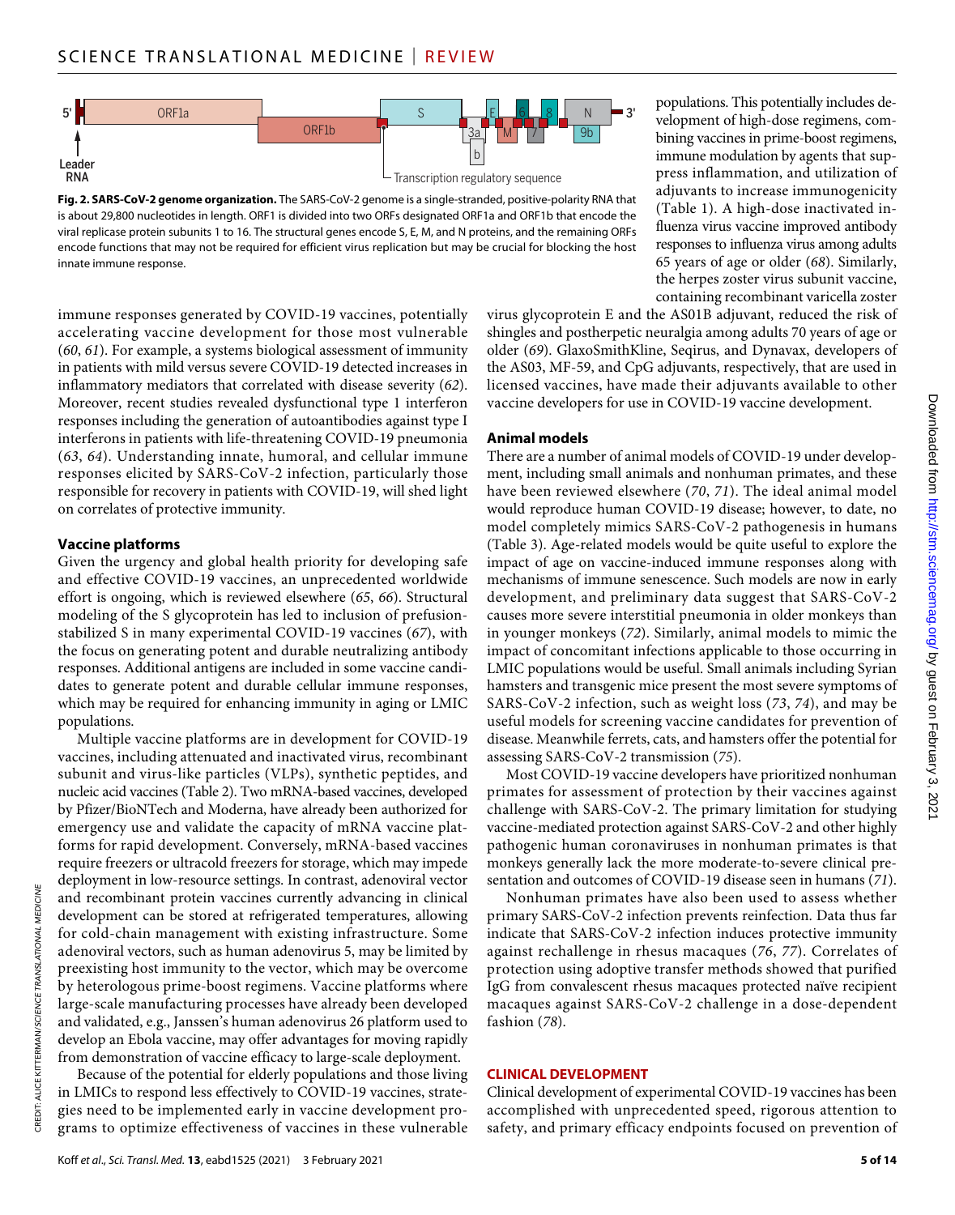**Fig. 2. SARS-CoV-2 genome organization.** The SARS-CoV-2 genome is a single-stranded, positive-polarity RNA that is about 29,800 nucleotides in length. ORF1 is divided into two ORFs designated ORF1a and ORF1b that encode the viral replicase protein subunits 1 to 16. The structural genes encode S, E, M, and N proteins, and the remaining ORFs encode functions that may not be required for efficient virus replication but may be crucial for blocking the host innate immune response.

immune responses generated by COVID-19 vaccines, potentially accelerating vaccine development for those most vulnerable (*60*, *61*). For example, a systems biological assessment of immunity in patients with mild versus severe COVID-19 detected increases in inflammatory mediators that correlated with disease severity (*62*). Moreover, recent studies revealed dysfunctional type 1 interferon responses including the generation of autoantibodies against type I interferons in patients with life-threatening COVID-19 pneumonia (*63*, *64*). Understanding innate, humoral, and cellular immune responses elicited by SARS-CoV-2 infection, particularly those responsible for recovery in patients with COVID-19, will shed light on correlates of protective immunity.

### Vaccine platforms

Given the urgency and global health priority for developing safe and effective COVID-19 vaccines, an unprecedented worldwide effort is ongoing, which is reviewed elsewhere (*65*, *66*). Structural modeling of the S glycoprotein has led to inclusion of prefusion-stabilized S in many experimental COVID-19 vaccines (*67*), with the focus on generating potent and durable neutralizing antibody responses. Additional antigens are included in some vaccine candidates to generate potent and durable cellular immune responses, which may be required for enhancing immunity in aging or LMIC populations.

Multiple vaccine platforms are in development for COVID-19 vaccines, including attenuated and inactivated virus, recombinant subunit and virus-like particles (VLPs), synthetic peptides, and nucleic acid vaccines (Table 2). Two mRNA-based vaccines, developed by Pfizer/BioNTech and Moderna, have already been authorized for emergency use and validate the capacity of mRNA vaccine platforms for rapid development. Conversely, mRNA-based vaccines require freezers or ultracold freezers for storage, which may impede deployment in low-resource settings. In contrast, adenoviral vector and recombinant protein vaccines currently advancing in clinical development can be stored at refrigerated temperatures, allowing for cold-chain management with existing infrastructure. Some adenoviral vectors, such as human adenovirus 5, may be limited by preexisting host immunity to the vector, which may be overcome by heterologous prime-boost regimens. Vaccine platforms where large-scale manufacturing processes have already been developed and validated, e.g., Janssen's human adenovirus 26 platform used to develop an Ebola vaccine, may offer advantages for moving rapidly from demonstration of vaccine efficacy to large-scale deployment.

Because of the potential for elderly populations and those living in LMICs to respond less effectively to COVID-19 vaccines, strategies need to be implemented early in vaccine development programs to optimize effectiveness of vaccines in these vulnerable populations. This potentially includes development of high-dose regimens, combining vaccines in prime-boost regimens, immune modulation by agents that suppress inflammation, and utilization of adjuvants to increase immunogenicity (Table 1). A high-dose inactivated influenza virus vaccine improved antibody responses to influenza virus among adults 65 years of age or older (*68*). Similarly, the herpes zoster virus subunit vaccine, containing recombinant varicella zoster virus glycoprotein E and the AS01B adjuvant, reduced the risk of shingles and postherpetic neuralgia among adults 70 years of age or older (*69*). GlaxoSmithKline, Seqirus, and Dynavax, developers of the AS03, MF-59, and CpG adjuvants, respectively, that are used in licensed vaccines, have made their adjuvants available to other vaccine developers for use in COVID-19 vaccine development.

### Animal models

There are a number of animal models of COVID-19 under development, including small animals and nonhuman primates, and these have been reviewed elsewhere (*70*, *71*). The ideal animal model would reproduce human COVID-19 disease; however, to date, no model completely mimics SARS-CoV-2 pathogenesis in humans (Table 3). Age-related models would be quite useful to explore the impact of age on vaccine-induced immune responses along with mechanisms of immune senescence. Such models are now in early development, and preliminary data suggest that SARS-CoV-2 causes more severe interstitial pneumonia in older monkeys than in younger monkeys (*72*). Similarly, animal models to mimic the impact of concomitant infections applicable to those occurring in LMIC populations would be useful. Small animals including Syrian hamsters and transgenic mice present the most severe symptoms of SARS-CoV-2 infection, such as weight loss (*73*, *74*), and may be useful models for screening vaccine candidates for prevention of disease. Meanwhile ferrets, cats, and hamsters offer the potential for assessing SARS-CoV-2 transmission (*75*).

Most COVID-19 vaccine developers have prioritized nonhuman primates for assessment of protection by their vaccines against challenge with SARS-CoV-2. The primary limitation for studying vaccine-mediated protection against SARS-CoV-2 and other highly pathogenic human coronaviruses in nonhuman primates is that monkeys generally lack the more moderate-to-severe clinical presentation and outcomes of COVID-19 disease seen in humans (*71*).

Nonhuman primates have also been used to assess whether primary SARS-CoV-2 infection prevents reinfection. Data thus far indicate that SARS-CoV-2 infection induces protective immunity against rechallenge in rhesus macaques (*76*, *77*). Correlates of protection using adoptive transfer methods showed that purified IgG from convalescent rhesus macaques protected naïve recipient macaques against SARS-CoV-2 challenge in a dose-dependent fashion (*78*).

## CLINICAL DEVELOPMENT

Clinical development of experimental COVID-19 vaccines has been accomplished with unprecedented speed, rigorous attention to safety, and primary efficacy endpoints focused on prevention of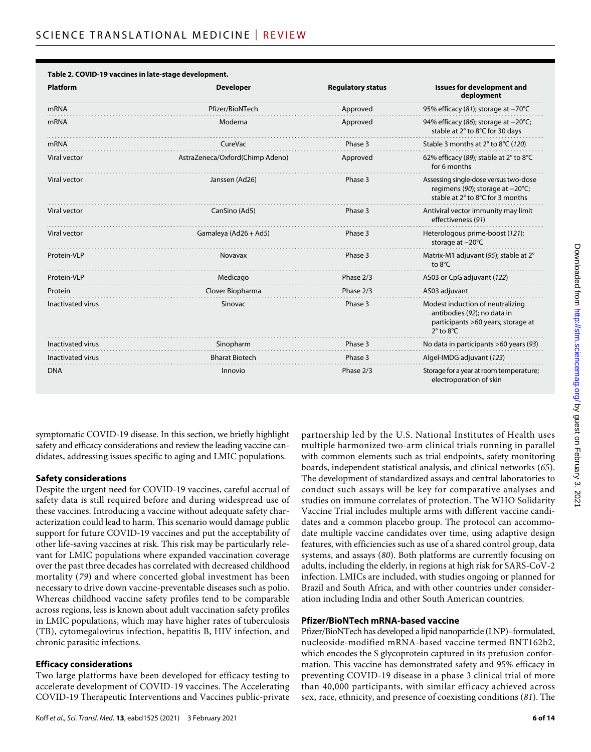**Table 2. COVID-19 vaccines in late-stage development.**

| Platform | Developer | Regulatory status | Issues for development and deployment |
|---|---|---|---|
| mRNA | Pfizer/BioNTech | Approved | 95% efficacy (*81*); storage at −70°C |
| mRNA | Moderna | Approved | 94% efficacy (*86*); storage at −20°C; stable at 2° to 8°C for 30 days |
| mRNA | CureVac | Phase 3 | Stable 3 months at 2° to 8°C (*120*) |
| Viral vector | AstraZeneca/Oxford(Chimp Adeno) | Approved | 62% efficacy (*89*); stable at 2° to 8°C for 6 months |
| Viral vector | Janssen (Ad26) | Phase 3 | Assessing single-dose versus two-dose regimens (*90*); storage at −20°C; stable at 2° to 8°C for 3 months |
| Viral vector | CanSino (Ad5) | Phase 3 | Antiviral vector immunity may limit effectiveness (*91*) |
| Viral vector | Gamaleya (Ad26 + Ad5) | Phase 3 | Heterologous prime-boost (*121*); storage at −20°C |
| Protein-VLP | Novavax | Phase 3 | Matrix-M1 adjuvant (*95*); stable at 2° to 8°C |
| Protein-VLP | Medicago | Phase 2/3 | AS03 or CpG adjuvant (*122*) |
| Protein | Clover Biopharma | Phase 2/3 | AS03 adjuvant |
| Inactivated virus | Sinovac | Phase 3 | Modest induction of neutralizing antibodies (*92*); no data in participants >60 years; storage at 2° to 8°C |
| Inactivated virus | Sinopharm | Phase 3 | No data in participants >60 years (*93*) |
| Inactivated virus | Bharat Biotech | Phase 3 | Algel-IMDG adjuvant (*123*) |
| DNA | Innovio | Phase 2/3 | Storage for a year at room temperature; electroporation of skin |

symptomatic COVID-19 disease. In this section, we briefly highlight safety and efficacy considerations and review the leading vaccine candidates, addressing issues specific to aging and LMIC populations.

### Safety considerations

Despite the urgent need for COVID-19 vaccines, careful accrual of safety data is still required before and during widespread use of these vaccines. Introducing a vaccine without adequate safety characterization could lead to harm. This scenario would damage public support for future COVID-19 vaccines and put the acceptability of other life-saving vaccines at risk. This risk may be particularly relevant for LMIC populations where expanded vaccination coverage over the past three decades has correlated with decreased childhood mortality (*79*) and where concerted global investment has been necessary to drive down vaccine-preventable diseases such as polio. Whereas childhood vaccine safety profiles tend to be comparable across regions, less is known about adult vaccination safety profiles in LMIC populations, which may have higher rates of tuberculosis (TB), cytomegalovirus infection, hepatitis B, HIV infection, and chronic parasitic infections.

### Efficacy considerations

Two large platforms have been developed for efficacy testing to accelerate development of COVID-19 vaccines. The Accelerating COVID-19 Therapeutic Interventions and Vaccines public-private partnership led by the U.S. National Institutes of Health uses multiple harmonized two-arm clinical trials running in parallel with common elements such as trial endpoints, safety monitoring boards, independent statistical analysis, and clinical networks (*65*). The development of standardized assays and central laboratories to conduct such assays will be key for comparative analyses and studies on immune correlates of protection. The WHO Solidarity Vaccine Trial includes multiple arms with different vaccine candidates and a common placebo group. The protocol can accommodate multiple vaccine candidates over time, using adaptive design features, with efficiencies such as use of a shared control group, data systems, and assays (*80*). Both platforms are currently focusing on adults, including the elderly, in regions at high risk for SARS-CoV-2 infection. LMICs are included, with studies ongoing or planned for Brazil and South Africa, and with other countries under consideration including India and other South American countries.

### Pfizer/BioNTech mRNA-based vaccine

Pfizer/BioNTech has developed a lipid nanoparticle (LNP)–formulated, nucleoside-modified mRNA-based vaccine termed BNT162b2, which encodes the S glycoprotein captured in its prefusion conformation. This vaccine has demonstrated safety and 95% efficacy in preventing COVID-19 disease in a phase 3 clinical trial of more than 40,000 participants, with similar efficacy achieved across sex, race, ethnicity, and presence of coexisting conditions (*81*). The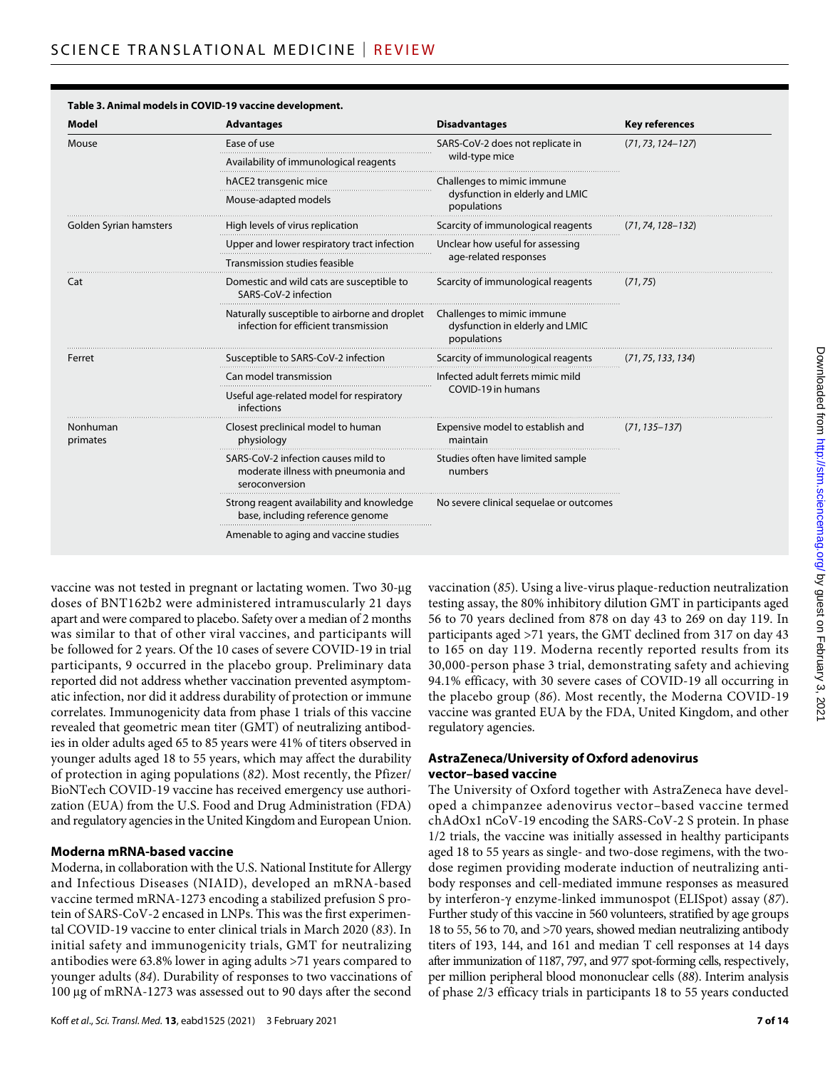**Table 3. Animal models in COVID-19 vaccine development.**

| Model | Advantages | Disadvantages | Key references |
|---|---|---|---|
| Mouse | Ease of use | SARS-CoV-2 does not replicate in wild-type mice | (*71, 73, 124–127*) |
| | Availability of immunological reagents | | |
| | hACE2 transgenic mice | Challenges to mimic immune dysfunction in elderly and LMIC populations | |
| | Mouse-adapted models | | |
| Golden Syrian hamsters | High levels of virus replication | Scarcity of immunological reagents | (*71, 74, 128–132*) |
| | Upper and lower respiratory tract infection | Unclear how useful for assessing age-related responses | |
| | Transmission studies feasible | | |
| Cat | Domestic and wild cats are susceptible to SARS-CoV-2 infection | Scarcity of immunological reagents | (*71, 75*) |
| | Naturally susceptible to airborne and droplet infection for efficient transmission | Challenges to mimic immune dysfunction in elderly and LMIC populations | |
| Ferret | Susceptible to SARS-CoV-2 infection | Scarcity of immunological reagents | (*71, 75, 133, 134*) |
| | Can model transmission | Infected adult ferrets mimic mild COVID-19 in humans | |
| | Useful age-related model for respiratory infections | | |
| Nonhuman primates | Closest preclinical model to human physiology | Expensive model to establish and maintain | (*71, 135–137*) |
| | SARS-CoV-2 infection causes mild to moderate illness with pneumonia and seroconversion | Studies often have limited sample numbers | |
| | Strong reagent availability and knowledge base, including reference genome | No severe clinical sequelae or outcomes | |
| | Amenable to aging and vaccine studies | | |

vaccine was not tested in pregnant or lactating women. Two 30-μg doses of BNT162b2 were administered intramuscularly 21 days apart and were compared to placebo. Safety over a median of 2 months was similar to that of other viral vaccines, and participants will be followed for 2 years. Of the 10 cases of severe COVID-19 in trial participants, 9 occurred in the placebo group. Preliminary data reported did not address whether vaccination prevented asymptomatic infection, nor did it address durability of protection or immune correlates. Immunogenicity data from phase 1 trials of this vaccine revealed that geometric mean titer (GMT) of neutralizing antibodies in older adults aged 65 to 85 years were 41% of titers observed in younger adults aged 18 to 55 years, which may affect the durability of protection in aging populations (*82*). Most recently, the Pfizer/BioNTech COVID-19 vaccine has received emergency use authorization (EUA) from the U.S. Food and Drug Administration (FDA) and regulatory agencies in the United Kingdom and European Union.

### Moderna mRNA-based vaccine

Moderna, in collaboration with the U.S. National Institute for Allergy and Infectious Diseases (NIAID), developed an mRNA-based vaccine termed mRNA-1273 encoding a stabilized prefusion S protein of SARS-CoV-2 encased in LNPs. This was the first experimental COVID-19 vaccine to enter clinical trials in March 2020 (*83*). In initial safety and immunogenicity trials, GMT for neutralizing antibodies were 63.8% lower in aging adults >71 years compared to younger adults (*84*). Durability of responses to two vaccinations of 100 μg of mRNA-1273 was assessed out to 90 days after the second vaccination (*85*). Using a live-virus plaque-reduction neutralization testing assay, the 80% inhibitory dilution GMT in participants aged 56 to 70 years declined from 878 on day 43 to 269 on day 119. In participants aged >71 years, the GMT declined from 317 on day 43 to 165 on day 119. Moderna recently reported results from its 30,000-person phase 3 trial, demonstrating safety and achieving 94.1% efficacy, with 30 severe cases of COVID-19 all occurring in the placebo group (*86*). Most recently, the Moderna COVID-19 vaccine was granted EUA by the FDA, United Kingdom, and other regulatory agencies.

### AstraZeneca/University of Oxford adenovirus vector–based vaccine

The University of Oxford together with AstraZeneca have developed a chimpanzee adenovirus vector–based vaccine termed chAdOx1 nCoV-19 encoding the SARS-CoV-2 S protein. In phase 1/2 trials, the vaccine was initially assessed in healthy participants aged 18 to 55 years as single- and two-dose regimens, with the two-dose regimen providing moderate induction of neutralizing antibody responses and cell-mediated immune responses as measured by interferon-γ enzyme-linked immunospot (ELISpot) assay (*87*). Further study of this vaccine in 560 volunteers, stratified by age groups 18 to 55, 56 to 70, and >70 years, showed median neutralizing antibody titers of 193, 144, and 161 and median T cell responses at 14 days after immunization of 1187, 797, and 977 spot-forming cells, respectively, per million peripheral blood mononuclear cells (*88*). Interim analysis of phase 2/3 efficacy trials in participants 18 to 55 years conducted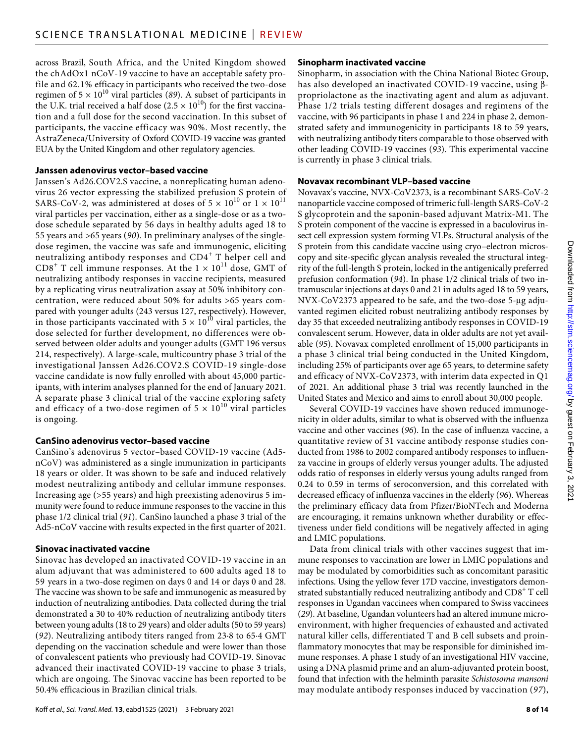across Brazil, South Africa, and the United Kingdom showed the chAdOx1 nCoV-19 vaccine to have an acceptable safety profile and 62.1% efficacy in participants who received the two-dose regimen of $5 \times 10^{10}$ viral particles (*89*). A subset of participants in the U.K. trial received a half dose ($2.5 \times 10^{10}$) for the first vaccination and a full dose for the second vaccination. In this subset of participants, the vaccine efficacy was 90%. Most recently, the AstraZeneca/University of Oxford COVID-19 vaccine was granted EUA by the United Kingdom and other regulatory agencies.

### Janssen adenovirus vector–based vaccine

Janssen's Ad26.COV2.S vaccine, a nonreplicating human adenovirus 26 vector expressing the stabilized prefusion S protein of SARS-CoV-2, was administered at doses of $5 \times 10^{10}$ or $1 \times 10^{11}$ viral particles per vaccination, either as a single-dose or as a two-dose schedule separated by 56 days in healthy adults aged 18 to 55 years and >65 years (*90*). In preliminary analyses of the single-dose regimen, the vaccine was safe and immunogenic, eliciting neutralizing antibody responses and $CD4^+$ T helper cell and $CD8^+$ T cell immune responses. At the $1 \times 10^{11}$ dose, GMT of neutralizing antibody responses in vaccine recipients, measured by a replicating virus neutralization assay at 50% inhibitory concentration, were reduced about 50% for adults >65 years compared with younger adults (243 versus 127, respectively). However, in those participants vaccinated with $5 \times 10^{10}$ viral particles, the dose selected for further development, no differences were observed between older adults and younger adults (GMT 196 versus 214, respectively). A large-scale, multicountry phase 3 trial of the investigational Janssen Ad26.COV2.S COVID-19 single-dose vaccine candidate is now fully enrolled with about 45,000 participants, with interim analyses planned for the end of January 2021. A separate phase 3 clinical trial of the vaccine exploring safety and efficacy of a two-dose regimen of $5 \times 10^{10}$ viral particles is ongoing.

### CanSino adenovirus vector–based vaccine

CanSino's adenovirus 5 vector–based COVID-19 vaccine (Ad5-nCoV) was administered as a single immunization in participants 18 years or older. It was shown to be safe and induced relatively modest neutralizing antibody and cellular immune responses. Increasing age (>55 years) and high preexisting adenovirus 5 immunity were found to reduce immune responses to the vaccine in this phase 1/2 clinical trial (*91*). CanSino launched a phase 3 trial of the Ad5-nCoV vaccine with results expected in the first quarter of 2021.

### Sinovac inactivated vaccine

Sinovac has developed an inactivated COVID-19 vaccine in an alum adjuvant that was administered to 600 adults aged 18 to 59 years in a two-dose regimen on days 0 and 14 or days 0 and 28. The vaccine was shown to be safe and immunogenic as measured by induction of neutralizing antibodies. Data collected during the trial demonstrated a 30 to 40% reduction of neutralizing antibody titers between young adults (18 to 29 years) and older adults (50 to 59 years) (*92*). Neutralizing antibody titers ranged from 23·8 to 65·4 GMT depending on the vaccination schedule and were lower than those of convalescent patients who previously had COVID-19. Sinovac advanced their inactivated COVID-19 vaccine to phase 3 trials, which are ongoing. The Sinovac vaccine has been reported to be 50.4% efficacious in Brazilian clinical trials.

### Sinopharm inactivated vaccine

Sinopharm, in association with the China National Biotec Group, has also developed an inactivated COVID-19 vaccine, using β-propriolactone as the inactivating agent and alum as adjuvant. Phase 1/2 trials testing different dosages and regimens of the vaccine, with 96 participants in phase 1 and 224 in phase 2, demonstrated safety and immunogenicity in participants 18 to 59 years, with neutralizing antibody titers comparable to those observed with other leading COVID-19 vaccines (*93*). This experimental vaccine is currently in phase 3 clinical trials.

### Novavax recombinant VLP–based vaccine

Novavax's vaccine, NVX-CoV2373, is a recombinant SARS-CoV-2 nanoparticle vaccine composed of trimeric full-length SARS-CoV-2 S glycoprotein and the saponin-based adjuvant Matrix-M1. The S protein component of the vaccine is expressed in a baculovirus insect cell expression system forming VLPs. Structural analysis of the S protein from this candidate vaccine using cryo–electron microscopy and site-specific glycan analysis revealed the structural integrity of the full-length S protein, locked in the antigenically preferred prefusion conformation (*94*). In phase 1/2 clinical trials of two intramuscular injections at days 0 and 21 in adults aged 18 to 59 years, NVX-CoV2373 appeared to be safe, and the two-dose 5-μg adjuvanted regimen elicited robust neutralizing antibody responses by day 35 that exceeded neutralizing antibody responses in COVID-19 convalescent serum. However, data in older adults are not yet available (*95*). Novavax completed enrollment of 15,000 participants in a phase 3 clinical trial being conducted in the United Kingdom, including 25% of participants over age 65 years, to determine safety and efficacy of NVX-CoV2373, with interim data expected in Q1 of 2021. An additional phase 3 trial was recently launched in the United States and Mexico and aims to enroll about 30,000 people.

Several COVID-19 vaccines have shown reduced immunogenicity in older adults, similar to what is observed with the influenza vaccine and other vaccines (*96*). In the case of influenza vaccine, a quantitative review of 31 vaccine antibody response studies conducted from 1986 to 2002 compared antibody responses to influenza vaccine in groups of elderly versus younger adults. The adjusted odds ratio of responses in elderly versus young adults ranged from 0.24 to 0.59 in terms of seroconversion, and this correlated with decreased efficacy of influenza vaccines in the elderly (*96*). Whereas the preliminary efficacy data from Pfizer/BioNTech and Moderna are encouraging, it remains unknown whether durability or effectiveness under field conditions will be negatively affected in aging and LMIC populations.

Data from clinical trials with other vaccines suggest that immune responses to vaccination are lower in LMIC populations and may be modulated by comorbidities such as concomitant parasitic infections. Using the yellow fever 17D vaccine, investigators demonstrated substantially reduced neutralizing antibody and $CD8^+$ T cell responses in Ugandan vaccinees when compared to Swiss vaccinees (*29*). At baseline, Ugandan volunteers had an altered immune microenvironment, with higher frequencies of exhausted and activated natural killer cells, differentiated T and B cell subsets and proinflammatory monocytes that may be responsible for diminished immune responses. A phase 1 study of an investigational HIV vaccine, using a DNA plasmid prime and an alum-adjuvanted protein boost, found that infection with the helminth parasite *Schistosoma mansoni* may modulate antibody responses induced by vaccination (*97*),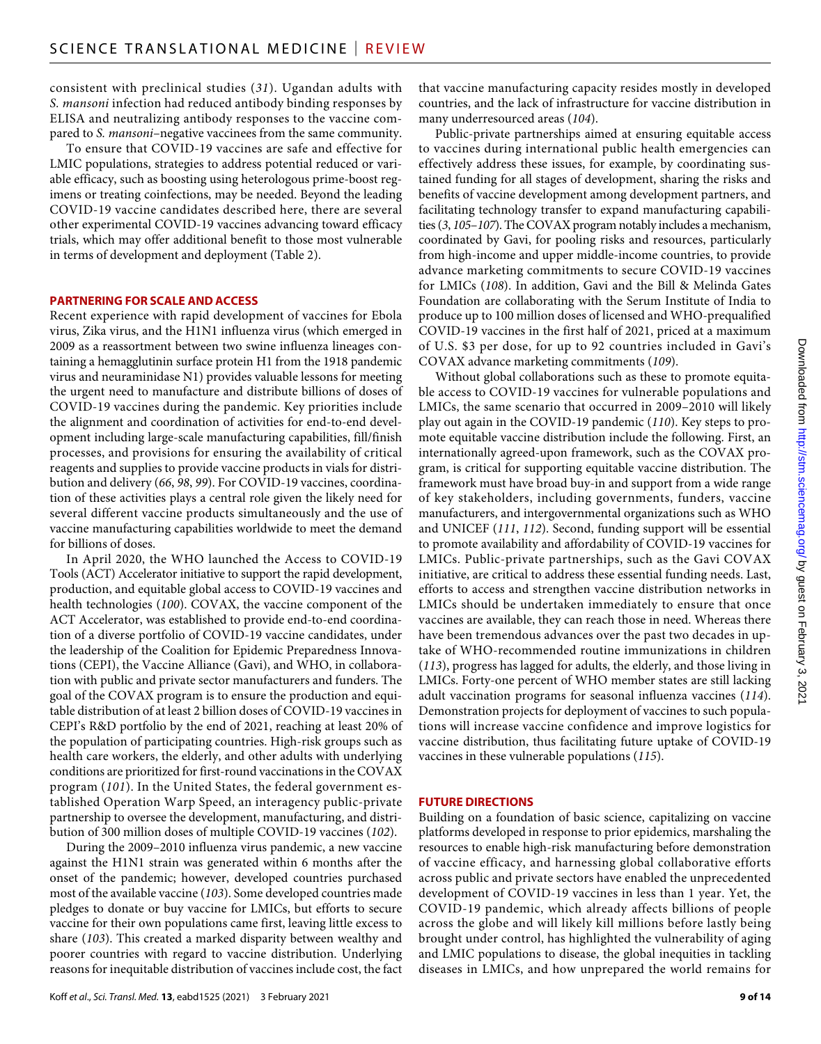consistent with preclinical studies (*31*). Ugandan adults with *S. mansoni* infection had reduced antibody binding responses by ELISA and neutralizing antibody responses to the vaccine compared to *S. mansoni*–negative vaccinees from the same community.

To ensure that COVID-19 vaccines are safe and effective for LMIC populations, strategies to address potential reduced or variable efficacy, such as boosting using heterologous prime-boost regimens or treating coinfections, may be needed. Beyond the leading COVID-19 vaccine candidates described here, there are several other experimental COVID-19 vaccines advancing toward efficacy trials, which may offer additional benefit to those most vulnerable in terms of development and deployment (Table 2).

## PARTNERING FOR SCALE AND ACCESS

Recent experience with rapid development of vaccines for Ebola virus, Zika virus, and the H1N1 influenza virus (which emerged in 2009 as a reassortment between two swine influenza lineages containing a hemagglutinin surface protein H1 from the 1918 pandemic virus and neuraminidase N1) provides valuable lessons for meeting the urgent need to manufacture and distribute billions of doses of COVID-19 vaccines during the pandemic. Key priorities include the alignment and coordination of activities for end-to-end development including large-scale manufacturing capabilities, fill/finish processes, and provisions for ensuring the availability of critical reagents and supplies to provide vaccine products in vials for distribution and delivery (*66*, *98*, *99*). For COVID-19 vaccines, coordination of these activities plays a central role given the likely need for several different vaccine products simultaneously and the use of vaccine manufacturing capabilities worldwide to meet the demand for billions of doses.

In April 2020, the WHO launched the Access to COVID-19 Tools (ACT) Accelerator initiative to support the rapid development, production, and equitable global access to COVID-19 vaccines and health technologies (*100*). COVAX, the vaccine component of the ACT Accelerator, was established to provide end-to-end coordination of a diverse portfolio of COVID-19 vaccine candidates, under the leadership of the Coalition for Epidemic Preparedness Innovations (CEPI), the Vaccine Alliance (Gavi), and WHO, in collaboration with public and private sector manufacturers and funders. The goal of the COVAX program is to ensure the production and equitable distribution of at least 2 billion doses of COVID-19 vaccines in CEPI's R&D portfolio by the end of 2021, reaching at least 20% of the population of participating countries. High-risk groups such as health care workers, the elderly, and other adults with underlying conditions are prioritized for first-round vaccinations in the COVAX program (*101*). In the United States, the federal government established Operation Warp Speed, an interagency public-private partnership to oversee the development, manufacturing, and distribution of 300 million doses of multiple COVID-19 vaccines (*102*).

During the 2009–2010 influenza virus pandemic, a new vaccine against the H1N1 strain was generated within 6 months after the onset of the pandemic; however, developed countries purchased most of the available vaccine (*103*). Some developed countries made pledges to donate or buy vaccine for LMICs, but efforts to secure vaccine for their own populations came first, leaving little excess to share (*103*). This created a marked disparity between wealthy and poorer countries with regard to vaccine distribution. Underlying reasons for inequitable distribution of vaccines include cost, the fact that vaccine manufacturing capacity resides mostly in developed countries, and the lack of infrastructure for vaccine distribution in many underresourced areas (*104*).

Public-private partnerships aimed at ensuring equitable access to vaccines during international public health emergencies can effectively address these issues, for example, by coordinating sustained funding for all stages of development, sharing the risks and benefits of vaccine development among development partners, and facilitating technology transfer to expand manufacturing capabilities (*3*, *105*–*107*). The COVAX program notably includes a mechanism, coordinated by Gavi, for pooling risks and resources, particularly from high-income and upper middle-income countries, to provide advance marketing commitments to secure COVID-19 vaccines for LMICs (*108*). In addition, Gavi and the Bill & Melinda Gates Foundation are collaborating with the Serum Institute of India to produce up to 100 million doses of licensed and WHO-prequalified COVID-19 vaccines in the first half of 2021, priced at a maximum of U.S. $3 per dose, for up to 92 countries included in Gavi's COVAX advance marketing commitments (*109*).

Without global collaborations such as these to promote equitable access to COVID-19 vaccines for vulnerable populations and LMICs, the same scenario that occurred in 2009–2010 will likely play out again in the COVID-19 pandemic (*110*). Key steps to promote equitable vaccine distribution include the following. First, an internationally agreed-upon framework, such as the COVAX program, is critical for supporting equitable vaccine distribution. The framework must have broad buy-in and support from a wide range of key stakeholders, including governments, funders, vaccine manufacturers, and intergovernmental organizations such as WHO and UNICEF (*111*, *112*). Second, funding support will be essential to promote availability and affordability of COVID-19 vaccines for LMICs. Public-private partnerships, such as the Gavi COVAX initiative, are critical to address these essential funding needs. Last, efforts to access and strengthen vaccine distribution networks in LMICs should be undertaken immediately to ensure that once vaccines are available, they can reach those in need. Whereas there have been tremendous advances over the past two decades in uptake of WHO-recommended routine immunizations in children (*113*), progress has lagged for adults, the elderly, and those living in LMICs. Forty-one percent of WHO member states are still lacking adult vaccination programs for seasonal influenza vaccines (*114*). Demonstration projects for deployment of vaccines to such populations will increase vaccine confidence and improve logistics for vaccine distribution, thus facilitating future uptake of COVID-19 vaccines in these vulnerable populations (*115*).

## FUTURE DIRECTIONS

Building on a foundation of basic science, capitalizing on vaccine platforms developed in response to prior epidemics, marshaling the resources to enable high-risk manufacturing before demonstration of vaccine efficacy, and harnessing global collaborative efforts across public and private sectors have enabled the unprecedented development of COVID-19 vaccines in less than 1 year. Yet, the COVID-19 pandemic, which already affects billions of people across the globe and will likely kill millions before lastly being brought under control, has highlighted the vulnerability of aging and LMIC populations to disease, the global inequities in tackling diseases in LMICs, and how unprepared the world remains for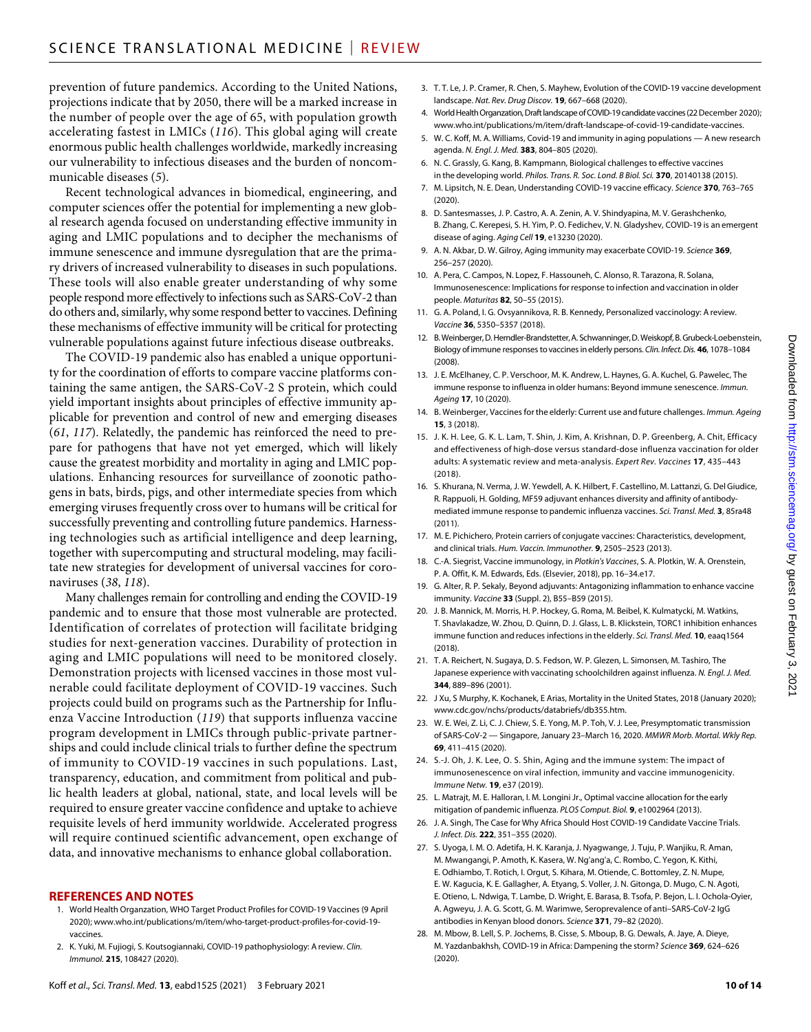prevention of future pandemics. According to the United Nations, projections indicate that by 2050, there will be a marked increase in the number of people over the age of 65, with population growth accelerating fastest in LMICs (*116*). This global aging will create enormous public health challenges worldwide, markedly increasing our vulnerability to infectious diseases and the burden of noncommunicable diseases (*5*).

Recent technological advances in biomedical, engineering, and computer sciences offer the potential for implementing a new global research agenda focused on understanding effective immunity in aging and LMIC populations and to decipher the mechanisms of immune senescence and immune dysregulation that are the primary drivers of increased vulnerability to diseases in such populations. These tools will also enable greater understanding of why some people respond more effectively to infections such as SARS-CoV-2 than do others and, similarly, why some respond better to vaccines. Defining these mechanisms of effective immunity will be critical for protecting vulnerable populations against future infectious disease outbreaks.

The COVID-19 pandemic also has enabled a unique opportunity for the coordination of efforts to compare vaccine platforms containing the same antigen, the SARS-CoV-2 S protein, which could yield important insights about principles of effective immunity applicable for prevention and control of new and emerging diseases (*61*, *117*). Relatedly, the pandemic has reinforced the need to prepare for pathogens that have not yet emerged, which will likely cause the greatest morbidity and mortality in aging and LMIC populations. Enhancing resources for surveillance of zoonotic pathogens in bats, birds, pigs, and other intermediate species from which emerging viruses frequently cross over to humans will be critical for successfully preventing and controlling future pandemics. Harnessing technologies such as artificial intelligence and deep learning, together with supercomputing and structural modeling, may facilitate new strategies for development of universal vaccines for coronaviruses (*38*, *118*).

Many challenges remain for controlling and ending the COVID-19 pandemic and to ensure that those most vulnerable are protected. Identification of correlates of protection will facilitate bridging studies for next-generation vaccines. Durability of protection in aging and LMIC populations will need to be monitored closely. Demonstration projects with licensed vaccines in those most vulnerable could facilitate deployment of COVID-19 vaccines. Such projects could build on programs such as the Partnership for Influenza Vaccine Introduction (*119*) that supports influenza vaccine program development in LMICs through public-private partnerships and could include clinical trials to further define the spectrum of immunity to COVID-19 vaccines in such populations. Last, transparency, education, and commitment from political and public health leaders at global, national, state, and local levels will be required to ensure greater vaccine confidence and uptake to achieve requisite levels of herd immunity worldwide. Accelerated progress will require continued scientific advancement, open exchange of data, and innovative mechanisms to enhance global collaboration.

## REFERENCES AND NOTES

1. World Health Organzation, WHO Target Product Profiles for COVID-19 Vaccines (9 April 2020); www.who.int/publications/m/item/who-target-product-profiles-for-covid-19-vaccines.
2. K. Yuki, M. Fujiogi, S. Koutsogiannaki, COVID-19 pathophysiology: A review. *Clin. Immunol.* **215**, 108427 (2020).
3. T. T. Le, J. P. Cramer, R. Chen, S. Mayhew, Evolution of the COVID-19 vaccine development landscape. *Nat. Rev. Drug Discov.* **19**, 667–668 (2020).
4. World Health Organization, Draft landscape of COVID-19 candidate vaccines (22 December 2020); www.who.int/publications/m/item/draft-landscape-of-covid-19-candidate-vaccines.
5. W. C. Koff, M. A. Williams, Covid-19 and immunity in aging populations — A new research agenda. *N. Engl. J. Med.* **383**, 804–805 (2020).
6. N. C. Grassly, G. Kang, B. Kampmann, Biological challenges to effective vaccines in the developing world. *Philos. Trans. R. Soc. Lond. B Biol. Sci.* **370**, 20140138 (2015).
7. M. Lipsitch, N. E. Dean, Understanding COVID-19 vaccine efficacy. *Science* **370**, 763–765 (2020).
8. D. Santesmasses, J. P. Castro, A. A. Zenin, A. V. Shindyapina, M. V. Gerashchenko, B. Zhang, C. Kerepesi, S. H. Yim, P. O. Fedichev, V. N. Gladyshev, COVID-19 is an emergent disease of aging. *Aging Cell* **19**, e13230 (2020).
9. A. N. Akbar, D. W. Gilroy, Aging immunity may exacerbate COVID-19. *Science* **369**, 256–257 (2020).
10. A. Pera, C. Campos, N. Lopez, F. Hassouneh, C. Alonso, R. Tarazona, R. Solana, Immunosenescence: Implications for response to infection and vaccination in older people. *Maturitas* **82**, 50–55 (2015).
11. G. A. Poland, I. G. Ovsyannikova, R. B. Kennedy, Personalized vaccinology: A review. *Vaccine* **36**, 5350–5357 (2018).
12. B. Weinberger, D. Herndler-Brandstetter, A. Schwanninger, D. Weiskopf, B. Grubeck-Loebenstein, Biology of immune responses to vaccines in elderly persons. *Clin. Infect. Dis.* **46**, 1078–1084 (2008).
13. J. E. McElhaney, C. P. Verschoor, M. K. Andrew, L. Haynes, G. A. Kuchel, G. Pawelec, The immune response to influenza in older humans: Beyond immune senescence. *Immun. Ageing* **17**, 10 (2020).
14. B. Weinberger, Vaccines for the elderly: Current use and future challenges. *Immun. Ageing* **15**, 3 (2018).
15. J. K. H. Lee, G. K. L. Lam, T. Shin, J. Kim, A. Krishnan, D. P. Greenberg, A. Chit, Efficacy and effectiveness of high-dose versus standard-dose influenza vaccination for older adults: A systematic review and meta-analysis. *Expert Rev. Vaccines* **17**, 435–443 (2018).
16. S. Khurana, N. Verma, J. W. Yewdell, A. K. Hilbert, F. Castellino, M. Lattanzi, G. Del Giudice, R. Rappuoli, H. Golding, MF59 adjuvant enhances diversity and affinity of antibody-mediated immune response to pandemic influenza vaccines. *Sci. Transl. Med.* **3**, 85ra48 (2011).
17. M. E. Pichichero, Protein carriers of conjugate vaccines: Characteristics, development, and clinical trials. *Hum. Vaccin. Immunother.* **9**, 2505–2523 (2013).
18. C.-A. Siegrist, Vaccine immunology, in *Plotkin's Vaccines*, S. A. Plotkin, W. A. Orenstein, P. A. Offit, K. M. Edwards, Eds. (Elsevier, 2018), pp. 16–34.e17.
19. G. Alter, R. P. Sekaly, Beyond adjuvants: Antagonizing inflammation to enhance vaccine immunity. *Vaccine* **33** (Suppl. 2), B55–B59 (2015).
20. J. B. Mannick, M. Morris, H. P. Hockey, G. Roma, M. Beibel, K. Kulmatycki, M. Watkins, T. Shavlakadze, W. Zhou, D. Quinn, D. J. Glass, L. B. Klickstein, TORC1 inhibition enhances immune function and reduces infections in the elderly. *Sci. Transl. Med.* **10**, eaaq1564 (2018).
21. T. A. Reichert, N. Sugaya, D. S. Fedson, W. P. Glezen, L. Simonsen, M. Tashiro, The Japanese experience with vaccinating schoolchildren against influenza. *N. Engl. J. Med.* **344**, 889–896 (2001).
22. J Xu, S Murphy, K. Kochanek, E Arias, Mortality in the United States, 2018 (January 2020); www.cdc.gov/nchs/products/databriefs/db355.htm.
23. W. E. Wei, Z. Li, C. J. Chiew, S. E. Yong, M. P. Toh, V. J. Lee, Presymptomatic transmission of SARS-CoV-2 — Singapore, January 23–March 16, 2020. *MMWR Morb. Mortal. Wkly Rep.* **69**, 411–415 (2020).
24. S.-J. Oh, J. K. Lee, O. S. Shin, Aging and the immune system: The impact of immunosenescence on viral infection, immunity and vaccine immunogenicity. *Immune Netw.* **19**, e37 (2019).
25. L. Matrajt, M. E. Halloran, I. M. Longini Jr., Optimal vaccine allocation for the early mitigation of pandemic influenza. *PLOS Comput. Biol.* **9**, e1002964 (2013).
26. J. A. Singh, The Case for Why Africa Should Host COVID-19 Candidate Vaccine Trials. *J. Infect. Dis.* **222**, 351–355 (2020).
27. S. Uyoga, I. M. O. Adetifa, H. K. Karanja, J. Nyagwange, J. Tuju, P. Wanjiku, R. Aman, M. Mwangangi, P. Amoth, K. Kasera, W. Ng'ang'a, C. Rombo, C. Yegon, K. Kithi, E. Odhiambo, T. Rotich, I. Orgut, S. Kihara, M. Otiende, C. Bottomley, Z. N. Mupe, E. W. Kagucia, K. E. Gallagher, A. Etyang, S. Voller, J. N. Gitonga, D. Mugo, C. N. Agoti, E. Otieno, L. Ndwiga, T. Lambe, D. Wright, E. Barasa, B. Tsofa, P. Bejon, L. I. Ochola-Oyier, A. Agweyu, J. A. G. Scott, G. M. Warimwe, Seroprevalence of anti–SARS-CoV-2 IgG antibodies in Kenyan blood donors. *Science* **371**, 79–82 (2020).
28. M. Mbow, B. Lell, S. P. Jochems, B. Cisse, S. Mboup, B. G. Dewals, A. Jaye, A. Dieye, M. Yazdanbakhsh, COVID-19 in Africa: Dampening the storm? *Science* **369**, 624–626 (2020).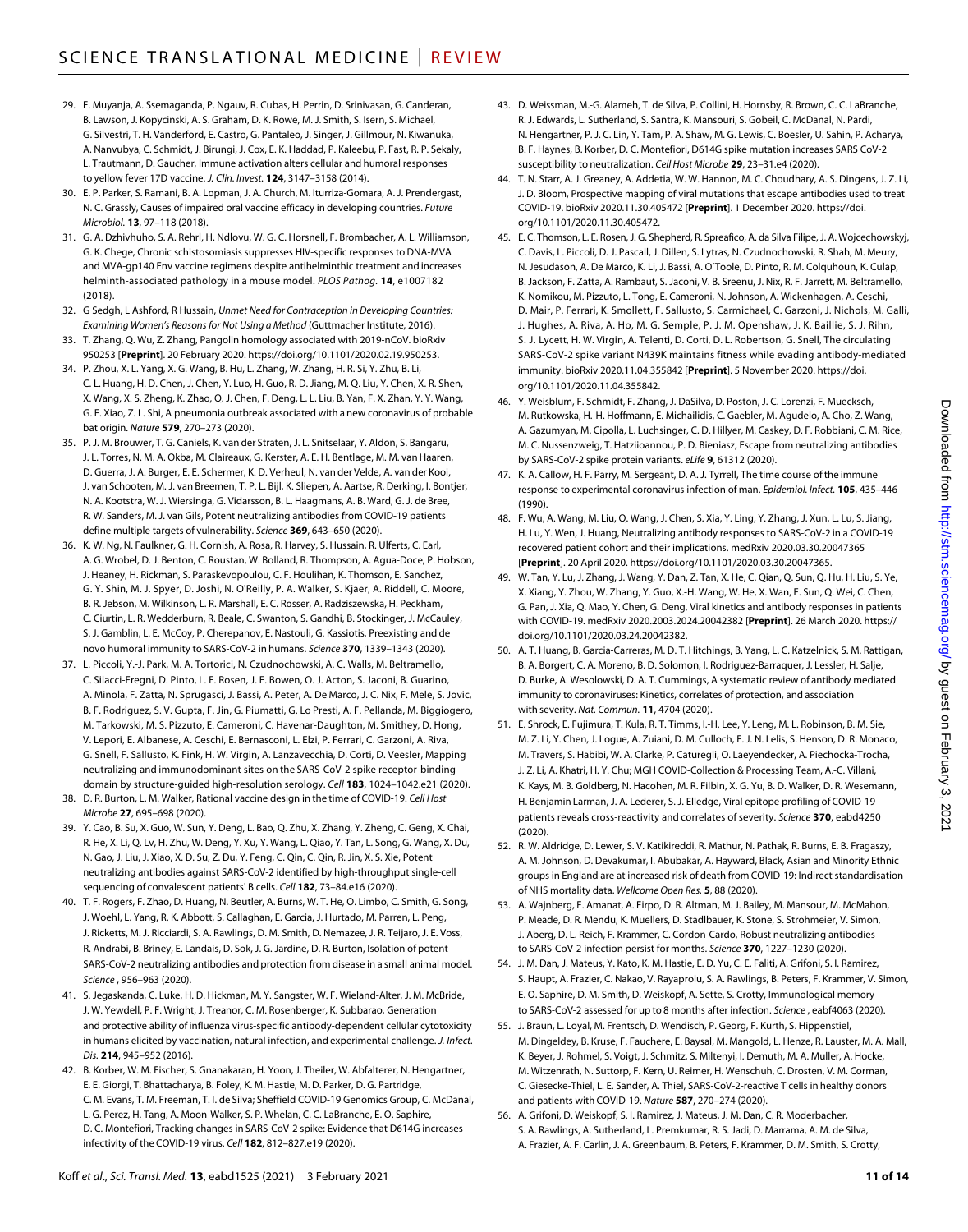29. E. Muyanja, A. Ssemaganda, P. Ngauv, R. Cubas, H. Perrin, D. Srinivasan, G. Canderan, B. Lawson, J. Kopycinski, A. S. Graham, D. K. Rowe, M. J. Smith, S. Isern, S. Michael, G. Silvestri, T. H. Vanderford, E. Castro, G. Pantaleo, J. Singer, J. Gillmour, N. Kiwanuka, A. Nanvubya, C. Schmidt, J. Birungi, J. Cox, E. K. Haddad, P. Kaleebu, P. Fast, R. P. Sekaly, L. Trautmann, D. Gaucher, Immune activation alters cellular and humoral responses to yellow fever 17D vaccine. *J. Clin. Invest.* **124**, 3147–3158 (2014).
30. E. P. Parker, S. Ramani, B. A. Lopman, J. A. Church, M. Iturriza-Gomara, A. J. Prendergast, N. C. Grassly, Causes of impaired oral vaccine efficacy in developing countries. *Future Microbiol.* **13**, 97–118 (2018).
31. G. A. Dzhivhuho, S. A. Rehrl, H. Ndlovu, W. G. C. Horsnell, F. Brombacher, A. L. Williamson, G. K. Chege, Chronic schistosomiasis suppresses HIV-specific responses to DNA-MVA and MVA-gp140 Env vaccine regimens despite antihelminthic treatment and increases helminth-associated pathology in a mouse model. *PLOS Pathog.* **14**, e1007182 (2018).
32. G Sedgh, L Ashford, R Hussain, *Unmet Need for Contraception in Developing Countries: Examining Women's Reasons for Not Using a Method* (Guttmacher Institute, 2016).
33. T. Zhang, Q. Wu, Z. Zhang, Pangolin homology associated with 2019-nCoV. bioRxiv 950253 [**Preprint**]. 20 February 2020. https://doi.org/10.1101/2020.02.19.950253.
34. P. Zhou, X. L. Yang, X. G. Wang, B. Hu, L. Zhang, W. Zhang, H. R. Si, Y. Zhu, B. Li, C. L. Huang, H. D. Chen, J. Chen, Y. Luo, H. Guo, R. D. Jiang, M. Q. Liu, Y. Chen, X. R. Shen, X. Wang, X. S. Zheng, K. Zhao, Q. J. Chen, F. Deng, L. L. Liu, B. Yan, F. X. Zhan, Y. Y. Wang, G. F. Xiao, Z. L. Shi, A pneumonia outbreak associated with a new coronavirus of probable bat origin. *Nature* **579**, 270–273 (2020).
35. P. J. M. Brouwer, T. G. Caniels, K. van der Straten, J. L. Snitselaar, Y. Aldon, S. Bangaru, J. L. Torres, N. M. A. Okba, M. Claireaux, G. Kerster, A. E. H. Bentlage, M. M. van Haaren, D. Guerra, J. A. Burger, E. E. Schermer, K. D. Verheul, N. van der Velde, A. van der Kooi, J. van Schooten, M. J. van Breemen, T. P. L. Bijl, K. Sliepen, A. Aartse, R. Derking, I. Bontjer, N. A. Kootstra, W. J. Wiersinga, G. Vidarsson, B. L. Haagmans, A. B. Ward, G. J. de Bree, R. W. Sanders, M. J. van Gils, Potent neutralizing antibodies from COVID-19 patients define multiple targets of vulnerability. *Science* **369**, 643–650 (2020).
36. K. W. Ng, N. Faulkner, G. H. Cornish, A. Rosa, R. Harvey, S. Hussain, R. Ulferts, C. Earl, A. G. Wrobel, D. J. Benton, C. Roustan, W. Bolland, R. Thompson, A. Agua-Doce, P. Hobson, J. Heaney, H. Rickman, S. Paraskevopoulou, C. F. Houlihan, K. Thomson, E. Sanchez, G. Y. Shin, M. J. Spyer, D. Joshi, N. O'Reilly, P. A. Walker, S. Kjaer, A. Riddell, C. Moore, B. R. Jebson, M. Wilkinson, L. R. Marshall, E. C. Rosser, A. Radziszewska, H. Peckham, C. Ciurtin, L. R. Wedderburn, R. Beale, C. Swanton, S. Gandhi, B. Stockinger, J. McCauley, S. J. Gamblin, L. E. McCoy, P. Cherepanov, E. Nastouli, G. Kassiotis, Preexisting and de novo humoral immunity to SARS-CoV-2 in humans. *Science* **370**, 1339–1343 (2020).
37. L. Piccoli, Y.-J. Park, M. A. Tortorici, N. Czudnochowski, A. C. Walls, M. Beltramello, C. Silacci-Fregni, D. Pinto, L. E. Rosen, J. E. Bowen, O. J. Acton, S. Jaconi, B. Guarino, A. Minola, F. Zatta, N. Sprugasci, J. Bassi, A. Peter, A. De Marco, J. C. Nix, F. Mele, S. Jovic, B. F. Rodriguez, S. V. Gupta, F. Jin, G. Piumatti, G. Lo Presti, A. F. Pellanda, M. Biggiogero, M. Tarkowski, M. S. Pizzuto, E. Cameroni, C. Havenar-Daughton, M. Smithey, D. Hong, V. Lepori, E. Albanese, A. Ceschi, E. Bernasconi, L. Elzi, P. Ferrari, C. Garzoni, A. Riva, G. Snell, F. Sallusto, K. Fink, H. W. Virgin, A. Lanzavecchia, D. Corti, D. Veesler, Mapping neutralizing and immunodominant sites on the SARS-CoV-2 spike receptor-binding domain by structure-guided high-resolution serology. *Cell* **183**, 1024–1042.e21 (2020).
38. D. R. Burton, L. M. Walker, Rational vaccine design in the time of COVID-19. *Cell Host Microbe* **27**, 695–698 (2020).
39. Y. Cao, B. Su, X. Guo, W. Sun, Y. Deng, L. Bao, Q. Zhu, X. Zhang, Y. Zheng, C. Geng, X. Chai, R. He, X. Li, Q. Lv, H. Zhu, W. Deng, Y. Xu, Y. Wang, L. Qiao, Y. Tan, L. Song, G. Wang, X. Du, N. Gao, J. Liu, J. Xiao, X. D. Su, Z. Du, Y. Feng, C. Qin, C. Qin, R. Jin, X. S. Xie, Potent neutralizing antibodies against SARS-CoV-2 identified by high-throughput single-cell sequencing of convalescent patients' B cells. *Cell* **182**, 73–84.e16 (2020).
40. T. F. Rogers, F. Zhao, D. Huang, N. Beutler, A. Burns, W. T. He, O. Limbo, C. Smith, G. Song, J. Woehl, L. Yang, R. K. Abbott, S. Callaghan, E. Garcia, J. Hurtado, M. Parren, L. Peng, J. Ricketts, M. J. Ricciardi, S. A. Rawlings, D. M. Smith, D. Nemazee, J. R. Teijaro, J. E. Voss, R. Andrabi, B. Briney, E. Landais, D. Sok, J. G. Jardine, D. R. Burton, Isolation of potent SARS-CoV-2 neutralizing antibodies and protection from disease in a small animal model. *Science* , 956–963 (2020).
41. S. Jegaskanda, C. Luke, H. D. Hickman, M. Y. Sangster, W. F. Wieland-Alter, J. M. McBride, J. W. Yewdell, P. F. Wright, J. Treanor, C. M. Rosenberger, K. Subbarao, Generation and protective ability of influenza virus-specific antibody-dependent cellular cytotoxicity in humans elicited by vaccination, natural infection, and experimental challenge. *J. Infect. Dis.* **214**, 945–952 (2016).
42. B. Korber, W. M. Fischer, S. Gnanakaran, H. Yoon, J. Theiler, W. Abfalterer, N. Hengartner, E. E. Giorgi, T. Bhattacharya, B. Foley, K. M. Hastie, M. D. Parker, D. G. Partridge, C. M. Evans, T. M. Freeman, T. I. de Silva; Sheffield COVID-19 Genomics Group, C. McDanal, L. G. Perez, H. Tang, A. Moon-Walker, S. P. Whelan, C. C. LaBranche, E. O. Saphire, D. C. Montefiori, Tracking changes in SARS-CoV-2 spike: Evidence that D614G increases infectivity of the COVID-19 virus. *Cell* **182**, 812–827.e19 (2020).
43. D. Weissman, M.-G. Alameh, T. de Silva, P. Collini, H. Hornsby, R. Brown, C. C. LaBranche, R. J. Edwards, L. Sutherland, S. Santra, K. Mansouri, S. Gobeil, C. McDanal, N. Pardi, N. Hengartner, P. J. C. Lin, Y. Tam, P. A. Shaw, M. G. Lewis, C. Boesler, U. Sahin, P. Acharya, B. F. Haynes, B. Korber, D. C. Montefiori, D614G spike mutation increases SARS CoV-2 susceptibility to neutralization. *Cell Host Microbe* **29**, 23–31.e4 (2020).
44. T. N. Starr, A. J. Greaney, A. Addetia, W. W. Hannon, M. C. Choudhary, A. S. Dingens, J. Z. Li, J. D. Bloom, Prospective mapping of viral mutations that escape antibodies used to treat COVID-19. bioRxiv 2020.11.30.405472 [**Preprint**]. 1 December 2020. https://doi.org/10.1101/2020.11.30.405472.
45. E. C. Thomson, L. E. Rosen, J. G. Shepherd, R. Spreafico, A. da Silva Filipe, J. A. Wojcechowskyj, C. Davis, L. Piccoli, D. J. Pascall, J. Dillen, S. Lytras, N. Czudnochowski, R. Shah, M. Meury, N. Jesudason, A. De Marco, K. Li, J. Bassi, A. O'Toole, D. Pinto, R. M. Colquhoun, K. Culap, B. Jackson, F. Zatta, A. Rambaut, S. Jaconi, V. B. Sreenu, J. Nix, R. F. Jarrett, M. Beltramello, K. Nomikou, M. Pizzuto, L. Tong, E. Cameroni, N. Johnson, A. Wickenhagen, A. Ceschi, D. Mair, P. Ferrari, K. Smollett, F. Sallusto, S. Carmichael, C. Garzoni, J. Nichols, M. Galli, J. Hughes, A. Riva, A. Ho, M. G. Semple, P. J. M. Openshaw, J. K. Baillie, S. J. Rihn, S. J. Lycett, H. W. Virgin, A. Telenti, D. Corti, D. L. Robertson, G. Snell, The circulating SARS-CoV-2 spike variant N439K maintains fitness while evading antibody-mediated immunity. bioRxiv 2020.11.04.355842 [**Preprint**]. 5 November 2020. https://doi.org/10.1101/2020.11.04.355842.
46. Y. Weisblum, F. Schmidt, F. Zhang, J. DaSilva, D. Poston, J. C. Lorenzi, F. Muecksch, M. Rutkowska, H.-H. Hoffmann, E. Michailidis, C. Gaebler, M. Agudelo, A. Cho, Z. Wang, A. Gazumyan, M. Cipolla, L. Luchsinger, C. D. Hillyer, M. Caskey, D. F. Robbiani, C. M. Rice, M. C. Nussenzweig, T. Hatziioannou, P. D. Bieniasz, Escape from neutralizing antibodies by SARS-CoV-2 spike protein variants. *eLife* **9**, 61312 (2020).
47. K. A. Callow, H. F. Parry, M. Sergeant, D. A. J. Tyrrell, The time course of the immune response to experimental coronavirus infection of man. *Epidemiol. Infect.* **105**, 435–446 (1990).
48. F. Wu, A. Wang, M. Liu, Q. Wang, J. Chen, S. Xia, Y. Ling, Y. Zhang, J. Xun, L. Lu, S. Jiang, H. Lu, Y. Wen, J. Huang, Neutralizing antibody responses to SARS-CoV-2 in a COVID-19 recovered patient cohort and their implications. medRxiv 2020.03.30.20047365 [**Preprint**]. 20 April 2020. https://doi.org/10.1101/2020.03.30.20047365.
49. W. Tan, Y. Lu, J. Zhang, J. Wang, Y. Dan, Z. Tan, X. He, C. Qian, Q. Sun, Q. Hu, H. Liu, S. Ye, X. Xiang, Y. Zhou, W. Zhang, Y. Guo, X.-H. Wang, W. He, X. Wan, F. Sun, Q. Wei, C. Chen, G. Pan, J. Xia, Q. Mao, Y. Chen, G. Deng, Viral kinetics and antibody responses in patients with COVID-19. medRxiv 2020.2003.2024.20042382 [**Preprint**]. 26 March 2020. https://doi.org/10.1101/2020.03.24.20042382.
50. A. T. Huang, B. Garcia-Carreras, M. D. T. Hitchings, B. Yang, L. C. Katzelnick, S. M. Rattigan, B. A. Borgert, C. A. Moreno, B. D. Solomon, I. Rodriguez-Barraquer, J. Lessler, H. Salje, D. Burke, A. Wesolowski, D. A. T. Cummings, A systematic review of antibody mediated immunity to coronaviruses: Kinetics, correlates of protection, and association with severity. *Nat. Commun.* **11**, 4704 (2020).
51. E. Shrock, E. Fujimura, T. Kula, R. T. Timms, I.-H. Lee, Y. Leng, M. L. Robinson, B. M. Sie, M. Z. Li, Y. Chen, J. Logue, A. Zuiani, D. M. Culloch, F. J. N. Lelis, S. Henson, D. R. Monaco, M. Travers, S. Habibi, W. A. Clarke, P. Caturegli, O. Laeyendecker, A. Piechocka-Trocha, J. Z. Li, A. Khatri, H. Y. Chu; MGH COVID-Collection & Processing Team, A.-C. Villani, K. Kays, M. B. Goldberg, N. Hacohen, M. R. Filbin, X. G. Yu, B. D. Walker, D. R. Wesemann, H. Benjamin Larman, J. A. Lederer, S. J. Elledge, Viral epitope profiling of COVID-19 patients reveals cross-reactivity and correlates of severity. *Science* **370**, eabd4250 (2020).
52. R. W. Aldridge, D. Lewer, S. V. Katikireddi, R. Mathur, N. Pathak, R. Burns, E. B. Fragaszy, A. M. Johnson, D. Devakumar, I. Abubakar, A. Hayward, Black, Asian and Minority Ethnic groups in England are at increased risk of death from COVID-19: Indirect standardisation of NHS mortality data. *Wellcome Open Res.* **5**, 88 (2020).
53. A. Wajnberg, F. Amanat, A. Firpo, D. R. Altman, M. J. Bailey, M. Mansour, M. McMahon, P. Meade, D. R. Mendu, K. Muellers, D. Stadlbauer, K. Stone, S. Strohmeier, V. Simon, J. Aberg, D. L. Reich, F. Krammer, C. Cordon-Cardo, Robust neutralizing antibodies to SARS-CoV-2 infection persist for months. *Science* **370**, 1227–1230 (2020).
54. J. M. Dan, J. Mateus, Y. Kato, K. M. Hastie, E. D. Yu, C. E. Faliti, A. Grifoni, S. I. Ramirez, S. Haupt, A. Frazier, C. Nakao, V. Rayaprolu, S. A. Rawlings, B. Peters, F. Krammer, V. Simon, E. O. Saphire, D. M. Smith, D. Weiskopf, A. Sette, S. Crotty, Immunological memory to SARS-CoV-2 assessed for up to 8 months after infection. *Science* , eabf4063 (2020).
55. J. Braun, L. Loyal, M. Frentsch, D. Wendisch, P. Georg, F. Kurth, S. Hippenstiel, M. Dingeldey, B. Kruse, F. Fauchere, E. Baysal, M. Mangold, L. Henze, R. Lauster, M. A. Mall, K. Beyer, J. Rohmel, S. Voigt, J. Schmitz, S. Miltenyi, I. Demuth, M. A. Muller, A. Hocke, M. Witzenrath, N. Suttorp, F. Kern, U. Reimer, H. Wenschuh, C. Drosten, V. M. Corman, C. Giesecke-Thiel, L. E. Sander, A. Thiel, SARS-CoV-2-reactive T cells in healthy donors and patients with COVID-19. *Nature* **587**, 270–274 (2020).
56. A. Grifoni, D. Weiskopf, S. I. Ramirez, J. Mateus, J. M. Dan, C. R. Moderbacher, S. A. Rawlings, A. Sutherland, L. Premkumar, R. S. Jadi, D. Marrama, A. M. de Silva, A. Frazier, A. F. Carlin, J. A. Greenbaum, B. Peters, F. Krammer, D. M. Smith, S. Crotty,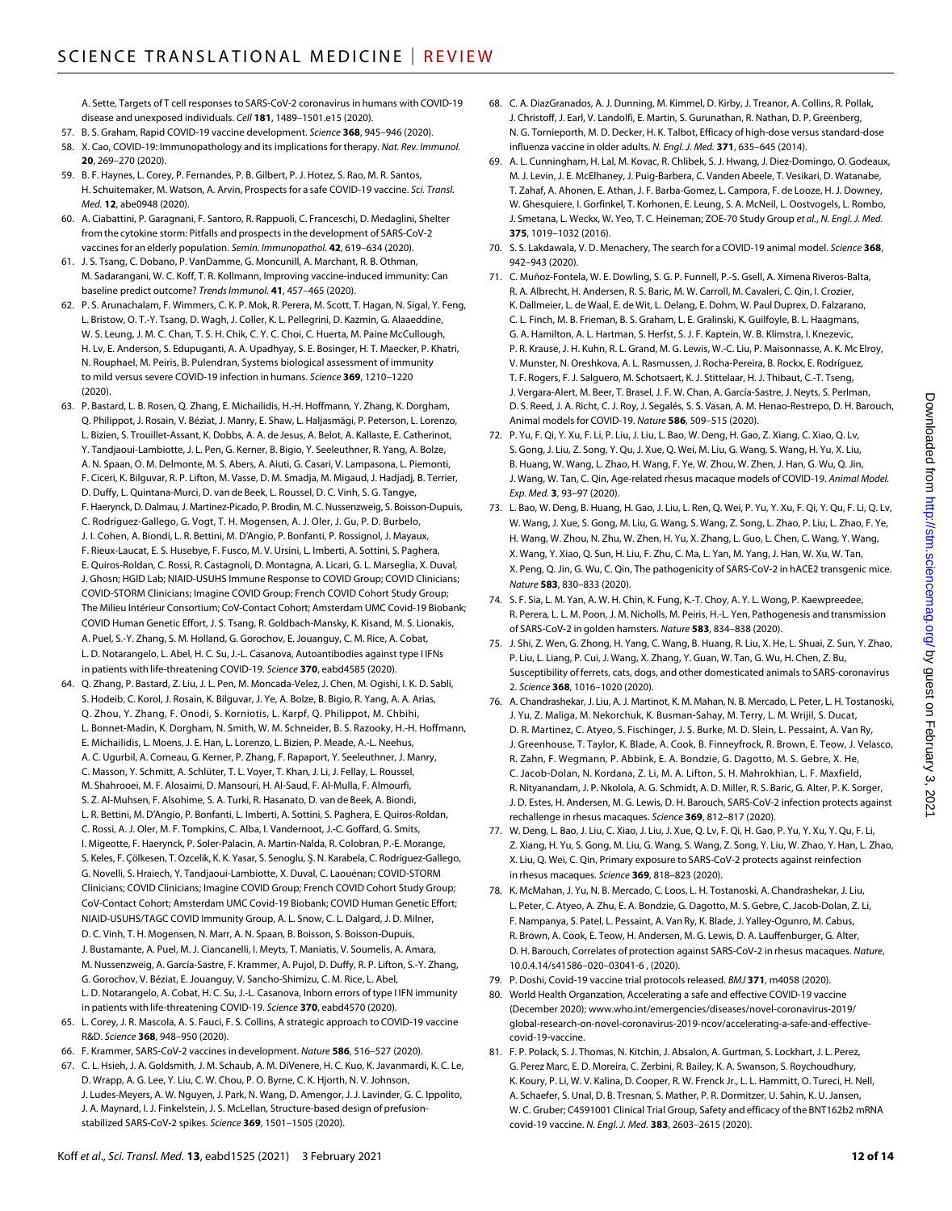A. Sette, Targets of T cell responses to SARS-CoV-2 coronavirus in humans with COVID-19 disease and unexposed individuals. *Cell* **181**, 1489–1501.e15 (2020).

57. B. S. Graham, Rapid COVID-19 vaccine development. *Science* **368**, 945–946 (2020).
58. X. Cao, COVID-19: Immunopathology and its implications for therapy. *Nat. Rev. Immunol.* **20**, 269–270 (2020).
59. B. F. Haynes, L. Corey, P. Fernandes, P. B. Gilbert, P. J. Hotez, S. Rao, M. R. Santos, H. Schuitemaker, M. Watson, A. Arvin, Prospects for a safe COVID-19 vaccine. *Sci. Transl. Med.* **12**, abe0948 (2020).
60. A. Ciabattini, P. Garagnani, F. Santoro, R. Rappuoli, C. Franceschi, D. Medaglini, Shelter from the cytokine storm: Pitfalls and prospects in the development of SARS-CoV-2 vaccines for an elderly population. *Semin. Immunopathol.* **42**, 619–634 (2020).
61. J. S. Tsang, C. Dobano, P. VanDamme, G. Moncunill, A. Marchant, R. B. Othman, M. Sadarangani, W. C. Koff, T. R. Kollmann, Improving vaccine-induced immunity: Can baseline predict outcome? *Trends Immunol.* **41**, 457–465 (2020).
62. P. S. Arunachalam, F. Wimmers, C. K. P. Mok, R. Perera, M. Scott, T. Hagan, N. Sigal, Y. Feng, L. Bristow, O. T.-Y. Tsang, D. Wagh, J. Coller, K. L. Pellegrini, D. Kazmin, G. Alaaeddine, W. S. Leung, J. M. C. Chan, T. S. H. Chik, C. Y. C. Choi, C. Huerta, M. Paine McCullough, H. Lv, E. Anderson, S. Edupuganti, A. A. Upadhyay, S. E. Bosinger, H. T. Maecker, P. Khatri, N. Rouphael, M. Peiris, B. Pulendran, Systems biological assessment of immunity to mild versus severe COVID-19 infection in humans. *Science* **369**, 1210–1220 (2020).
63. P. Bastard, L. B. Rosen, Q. Zhang, E. Michailidis, H.-H. Hoffmann, Y. Zhang, K. Dorgham, Q. Philippot, J. Rosain, V. Béziat, J. Manry, E. Shaw, L. Haljasmägi, P. Peterson, L. Lorenzo, L. Bizien, S. Trouillet-Assant, K. Dobbs, A. A. de Jesus, A. Belot, A. Kallaste, E. Catherinot, Y. Tandjaoui-Lambiotte, J. L. Pen, G. Kerner, B. Bigio, Y. Seeleuthner, R. Yang, A. Bolze, A. N. Spaan, O. M. Delmonte, M. S. Abers, A. Aiuti, G. Casari, V. Lampasona, L. Piemonti, F. Ciceri, K. Bilguvar, R. P. Lifton, M. Vasse, D. M. Smadja, M. Migaud, J. Hadjadj, B. Terrier, D. Duffy, L. Quintana-Murci, D. van de Beek, L. Roussel, D. C. Vinh, S. G. Tangye, F. Haerynck, D. Dalmau, J. Martinez-Picado, P. Brodin, M. C. Nussenzweig, S. Boisson-Dupuis, C. Rodríguez-Gallego, G. Vogt, T. H. Mogensen, A. J. Oler, J. Gu, P. D. Burbelo, J. I. Cohen, A. Biondi, L. R. Bettini, M. D'Angio, P. Bonfanti, P. Rossignol, J. Mayaux, F. Rieux-Laucat, E. S. Husebye, F. Fusco, M. V. Ursini, L. Imberti, A. Sottini, S. Paghera, E. Quiros-Roldan, C. Rossi, R. Castagnoli, D. Montagna, A. Licari, G. L. Marseglia, X. Duval, J. Ghosn; HGID Lab; NIAID-USUHS Immune Response to COVID Group; COVID Clinicians; COVID-STORM Clinicians; Imagine COVID Group; French COVID Cohort Study Group; The Milieu Intérieur Consortium; CoV-Contact Cohort; Amsterdam UMC Covid-19 Biobank; COVID Human Genetic Effort, J. S. Tsang, R. Goldbach-Mansky, K. Kisand, M. S. Lionakis, A. Puel, S.-Y. Zhang, S. M. Holland, G. Gorochov, E. Jouanguy, C. M. Rice, A. Cobat, L. D. Notarangelo, L. Abel, H. C. Su, J.-L. Casanova, Autoantibodies against type I IFNs in patients with life-threatening COVID-19. *Science* **370**, eabd4585 (2020).
64. Q. Zhang, P. Bastard, Z. Liu, J. L. Pen, M. Moncada-Velez, J. Chen, M. Ogishi, I. K. D. Sabli, S. Hodeib, C. Korol, J. Rosain, K. Bilguvar, J. Ye, A. Bolze, B. Bigio, R. Yang, A. A. Arias, Q. Zhou, Y. Zhang, F. Onodi, S. Korniotis, L. Karpf, Q. Philippot, M. Chbihi, L. Bonnet-Madin, K. Dorgham, N. Smith, W. M. Schneider, B. S. Razooky, H.-H. Hoffmann, E. Michailidis, L. Moens, J. E. Han, L. Lorenzo, L. Bizien, P. Meade, A.-L. Neehus, A. C. Ugurbil, A. Corneau, G. Kerner, P. Zhang, F. Rapaport, Y. Seeleuthner, J. Manry, C. Masson, Y. Schmitt, A. Schlüter, T. L. Voyer, T. Khan, J. Li, J. Fellay, L. Roussel, M. Shahrooei, M. F. Alosaimi, D. Mansouri, H. Al-Saud, F. Al-Mulla, F. Almourfi, S. Z. Al-Muhsen, F. Alsohime, S. A. Turki, R. Hasanato, D. van de Beek, A. Biondi, L. R. Bettini, M. D'Angio, P. Bonfanti, L. Imberti, A. Sottini, S. Paghera, E. Quiros-Roldan, C. Rossi, A. J. Oler, M. F. Tompkins, C. Alba, I. Vandernoot, J.-C. Goffard, G. Smits, I. Migeotte, F. Haerynck, P. Soler-Palacin, A. Martin-Nalda, R. Colobran, P.-E. Morange, S. Keles, F. Çölkesen, T. Ozcelik, K. K. Yasar, S. Senoglu, Ş. N. Karabela, C. Rodríguez-Gallego, G. Novelli, S. Hraiech, Y. Tandjaoui-Lambiotte, X. Duval, C. Laouénan; COVID-STORM Clinicians; COVID Clinicians; Imagine COVID Group; French COVID Cohort Study Group; CoV-Contact Cohort; Amsterdam UMC Covid-19 Biobank; COVID Human Genetic Effort; NIAID-USUHS/TAGC COVID Immunity Group, A. L. Snow, C. L. Dalgard, J. D. Milner, D. C. Vinh, T. H. Mogensen, N. Marr, A. N. Spaan, B. Boisson, S. Boisson-Dupuis, J. Bustamante, A. Puel, M. J. Ciancanelli, I. Meyts, T. Maniatis, V. Soumelis, A. Amara, M. Nussenzweig, A. García-Sastre, F. Krammer, A. Pujol, D. Duffy, R. P. Lifton, S.-Y. Zhang, G. Gorochov, V. Béziat, E. Jouanguy, V. Sancho-Shimizu, C. M. Rice, L. Abel, L. D. Notarangelo, A. Cobat, H. C. Su, J.-L. Casanova, Inborn errors of type I IFN immunity in patients with life-threatening COVID-19. *Science* **370**, eabd4570 (2020).
65. L. Corey, J. R. Mascola, A. S. Fauci, F. S. Collins, A strategic approach to COVID-19 vaccine R&D. *Science* **368**, 948–950 (2020).
66. F. Krammer, SARS-CoV-2 vaccines in development. *Nature* **586**, 516–527 (2020).
67. C. L. Hsieh, J. A. Goldsmith, J. M. Schaub, A. M. DiVenere, H. C. Kuo, K. Javanmardi, K. C. Le, D. Wrapp, A. G. Lee, Y. Liu, C. W. Chou, P. O. Byrne, C. K. Hjorth, N. V. Johnson, J. Ludes-Meyers, A. W. Nguyen, J. Park, N. Wang, D. Amengor, J. J. Lavinder, G. C. Ippolito, J. A. Maynard, I. J. Finkelstein, J. S. McLellan, Structure-based design of prefusion-stabilized SARS-CoV-2 spikes. *Science* **369**, 1501–1505 (2020).
68. C. A. DiazGranados, A. J. Dunning, M. Kimmel, D. Kirby, J. Treanor, A. Collins, R. Pollak, J. Christoff, J. Earl, V. Landolfi, E. Martin, S. Gurunathan, R. Nathan, D. P. Greenberg, N. G. Tornieporth, M. D. Decker, H. K. Talbot, Efficacy of high-dose versus standard-dose influenza vaccine in older adults. *N. Engl. J. Med.* **371**, 635–645 (2014).
69. A. L. Cunningham, H. Lal, M. Kovac, R. Chlibek, S. J. Hwang, J. Diez-Domingo, O. Godeaux, M. J. Levin, J. E. McElhaney, J. Puig-Barbera, C. Vanden Abeele, T. Vesikari, D. Watanabe, T. Zahaf, A. Ahonen, E. Athan, J. F. Barba-Gomez, L. Campora, F. de Looze, H. J. Downey, W. Ghesquiere, I. Gorfinkel, T. Korhonen, E. Leung, S. A. McNeil, L. Oostvogels, L. Rombo, J. Smetana, L. Weckx, W. Yeo, T. C. Heineman; ZOE-70 Study Group *et al*., *N. Engl. J. Med.* **375**, 1019–1032 (2016).
70. S. S. Lakdawala, V. D. Menachery, The search for a COVID-19 animal model. *Science* **368**, 942–943 (2020).
71. C. Muñoz-Fontela, W. E. Dowling, S. G. P. Funnell, P.-S. Gsell, A. Ximena Riveros-Balta, R. A. Albrecht, H. Andersen, R. S. Baric, M. W. Carroll, M. Cavaleri, C. Qin, I. Crozier, K. Dallmeier, L. de Waal, E. de Wit, L. Delang, E. Dohm, W. Paul Duprex, D. Falzarano, C. L. Finch, M. B. Frieman, B. S. Graham, L. E. Gralinski, K. Guilfoyle, B. L. Haagmans, G. A. Hamilton, A. L. Hartman, S. Herfst, S. J. F. Kaptein, W. B. Klimstra, I. Knezevic, P. R. Krause, J. H. Kuhn, R. L. Grand, M. G. Lewis, W.-C. Liu, P. Maisonnasse, A. K. Mc Elroy, V. Munster, N. Oreshkova, A. L. Rasmussen, J. Rocha-Pereira, B. Rockx, E. Rodríguez, T. F. Rogers, F. J. Salguero, M. Schotsaert, K. J. Stittelaar, H. J. Thibaut, C.-T. Tseng, J. Vergara-Alert, M. Beer, T. Brasel, J. F. W. Chan, A. García-Sastre, J. Neyts, S. Perlman, D. S. Reed, J. A. Richt, C. J. Roy, J. Segalés, S. S. Vasan, A. M. Henao-Restrepo, D. H. Barouch, Animal models for COVID-19. *Nature* **586**, 509–515 (2020).
72. P. Yu, F. Qi, Y. Xu, F. Li, P. Liu, J. Liu, L. Bao, W. Deng, H. Gao, Z. Xiang, C. Xiao, Q. Lv, S. Gong, J. Liu, Z. Song, Y. Qu, J. Xue, Q. Wei, M. Liu, G. Wang, S. Wang, H. Yu, X. Liu, B. Huang, W. Wang, L. Zhao, H. Wang, F. Ye, W. Zhou, W. Zhen, J. Han, G. Wu, Q. Jin, J. Wang, W. Tan, C. Qin, Age-related rhesus macaque models of COVID-19. *Animal Model. Exp. Med.* **3**, 93–97 (2020).
73. L. Bao, W. Deng, B. Huang, H. Gao, J. Liu, L. Ren, Q. Wei, P. Yu, Y. Xu, F. Qi, Y. Qu, F. Li, Q. Lv, W. Wang, J. Xue, S. Gong, M. Liu, G. Wang, S. Wang, Z. Song, L. Zhao, P. Liu, L. Zhao, F. Ye, H. Wang, W. Zhou, N. Zhu, W. Zhen, H. Yu, X. Zhang, L. Guo, L. Chen, C. Wang, Y. Wang, X. Wang, Y. Xiao, Q. Sun, H. Liu, F. Zhu, C. Ma, L. Yan, M. Yang, J. Han, W. Xu, W. Tan, X. Peng, Q. Jin, G. Wu, C. Qin, The pathogenicity of SARS-CoV-2 in hACE2 transgenic mice. *Nature* **583**, 830–833 (2020).
74. S. F. Sia, L. M. Yan, A. W. H. Chin, K. Fung, K.-T. Choy, A. Y. L. Wong, P. Kaewpreedee, R. Perera, L. L. M. Poon, J. M. Nicholls, M. Peiris, H.-L. Yen, Pathogenesis and transmission of SARS-CoV-2 in golden hamsters. *Nature* **583**, 834–838 (2020).
75. J. Shi, Z. Wen, G. Zhong, H. Yang, C. Wang, B. Huang, R. Liu, X. He, L. Shuai, Z. Sun, Y. Zhao, P. Liu, L. Liang, P. Cui, J. Wang, X. Zhang, Y. Guan, W. Tan, G. Wu, H. Chen, Z. Bu, Susceptibility of ferrets, cats, dogs, and other domesticated animals to SARS-coronavirus 2. *Science* **368**, 1016–1020 (2020).
76. A. Chandrashekar, J. Liu, A. J. Martinot, K. M. Mahan, N. B. Mercado, L. Peter, L. H. Tostanoski, J. Yu, Z. Maliga, M. Nekorchuk, K. Busman-Sahay, M. Terry, L. M. Wrijil, S. Ducat, D. R. Martinez, C. Atyeo, S. Fischinger, J. S. Burke, M. D. Slein, L. Pessaint, A. Van Ry, J. Greenhouse, T. Taylor, K. Blade, A. Cook, B. Finneyfrock, R. Brown, E. Teow, J. Velasco, R. Zahn, F. Wegmann, P. Abbink, E. A. Bondzie, G. Dagotto, M. S. Gebre, X. He, C. Jacob-Dolan, N. Kordana, Z. Li, M. A. Lifton, S. H. Mahrokhian, L. F. Maxfield, R. Nityanandam, J. P. Nkolola, A. G. Schmidt, A. D. Miller, R. S. Baric, G. Alter, P. K. Sorger, J. D. Estes, H. Andersen, M. G. Lewis, D. H. Barouch, SARS-CoV-2 infection protects against rechallenge in rhesus macaques. *Science* **369**, 812–817 (2020).
77. W. Deng, L. Bao, J. Liu, C. Xiao, J. Liu, J. Xue, Q. Lv, F. Qi, H. Gao, P. Yu, Y. Xu, Y. Qu, F. Li, Z. Xiang, H. Yu, S. Gong, M. Liu, G. Wang, S. Wang, Z. Song, Y. Liu, W. Zhao, Y. Han, L. Zhao, X. Liu, Q. Wei, C. Qin, Primary exposure to SARS-CoV-2 protects against reinfection in rhesus macaques. *Science* **369**, 818–823 (2020).
78. K. McMahan, J. Yu, N. B. Mercado, C. Loos, L. H. Tostanoski, A. Chandrashekar, J. Liu, L. Peter, C. Atyeo, A. Zhu, E. A. Bondzie, G. Dagotto, M. S. Gebre, C. Jacob-Dolan, Z. Li, F. Nampanya, S. Patel, L. Pessaint, A. Van Ry, K. Blade, J. Yalley-Ogunro, M. Cabus, R. Brown, A. Cook, E. Teow, H. Andersen, M. G. Lewis, D. A. Lauffenburger, G. Alter, D. H. Barouch, Correlates of protection against SARS-CoV-2 in rhesus macaques. *Nature*, 10.0.4.14/s41586–020–03041-6 , (2020).
79. P. Doshi, Covid-19 vaccine trial protocols released. *BMJ* **371**, m4058 (2020).
80. World Health Organzation, Accelerating a safe and effective COVID-19 vaccine (December 2020); www.who.int/emergencies/diseases/novel-coronavirus-2019/global-research-on-novel-coronavirus-2019-ncov/accelerating-a-safe-and-effective-covid-19-vaccine.
81. F. P. Polack, S. J. Thomas, N. Kitchin, J. Absalon, A. Gurtman, S. Lockhart, J. L. Perez, G. Perez Marc, E. D. Moreira, C. Zerbini, R. Bailey, K. A. Swanson, S. Roychoudhury, K. Koury, P. Li, W. V. Kalina, D. Cooper, R. W. Frenck Jr., L. L. Hammitt, O. Tureci, H. Nell, A. Schaefer, S. Unal, D. B. Tresnan, S. Mather, P. R. Dormitzer, U. Sahin, K. U. Jansen, W. C. Gruber; C4591001 Clinical Trial Group, Safety and efficacy of the BNT162b2 mRNA covid-19 vaccine. *N. Engl. J. Med.* **383**, 2603–2615 (2020).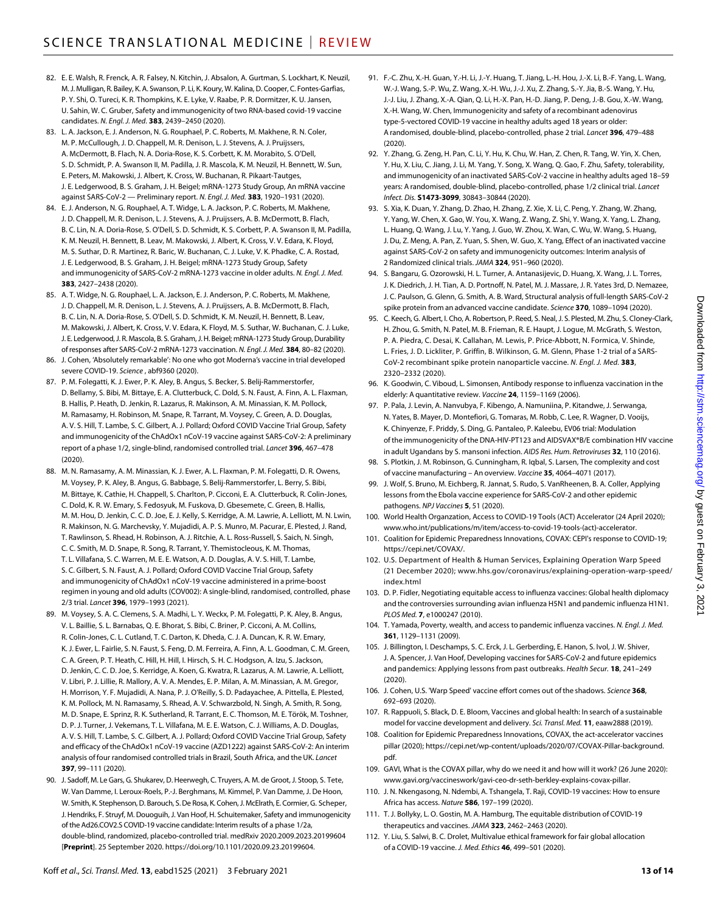82. E. E. Walsh, R. Frenck, A. R. Falsey, N. Kitchin, J. Absalon, A. Gurtman, S. Lockhart, K. Neuzil, M. J. Mulligan, R. Bailey, K. A. Swanson, P. Li, K. Koury, W. Kalina, D. Cooper, C. Fontes-Garfias, P. Y. Shi, O. Tureci, K. R. Thompkins, K. E. Lyke, V. Raabe, P. R. Dormitzer, K. U. Jansen, U. Sahin, W. C. Gruber, Safety and immunogenicity of two RNA-based covid-19 vaccine candidates. *N. Engl. J. Med.* **383**, 2439–2450 (2020).
83. L. A. Jackson, E. J. Anderson, N. G. Rouphael, P. C. Roberts, M. Makhene, R. N. Coler, M. P. McCullough, J. D. Chappell, M. R. Denison, L. J. Stevens, A. J. Pruijssers, A. McDermott, B. Flach, N. A. Doria-Rose, K. S. Corbett, K. M. Morabito, S. O'Dell, S. D. Schmidt, P. A. Swanson II, M. Padilla, J. R. Mascola, K. M. Neuzil, H. Bennett, W. Sun, E. Peters, M. Makowski, J. Albert, K. Cross, W. Buchanan, R. Pikaart-Tautges, J. E. Ledgerwood, B. S. Graham, J. H. Beigel; mRNA-1273 Study Group, An mRNA vaccine against SARS-CoV-2 — Preliminary report. *N. Engl. J. Med.* **383**, 1920–1931 (2020).
84. E. J. Anderson, N. G. Rouphael, A. T. Widge, L. A. Jackson, P. C. Roberts, M. Makhene, J. D. Chappell, M. R. Denison, L. J. Stevens, A. J. Pruijssers, A. B. McDermott, B. Flach, B. C. Lin, N. A. Doria-Rose, S. O'Dell, S. D. Schmidt, K. S. Corbett, P. A. Swanson II, M. Padilla, K. M. Neuzil, H. Bennett, B. Leav, M. Makowski, J. Albert, K. Cross, V. V. Edara, K. Floyd, M. S. Suthar, D. R. Martinez, R. Baric, W. Buchanan, C. J. Luke, V. K. Phadke, C. A. Rostad, J. E. Ledgerwood, B. S. Graham, J. H. Beigel; mRNA-1273 Study Group, Safety and immunogenicity of SARS-CoV-2 mRNA-1273 vaccine in older adults. *N. Engl. J. Med.* **383**, 2427–2438 (2020).
85. A. T. Widge, N. G. Rouphael, L. A. Jackson, E. J. Anderson, P. C. Roberts, M. Makhene, J. D. Chappell, M. R. Denison, L. J. Stevens, A. J. Pruijssers, A. B. McDermott, B. Flach, B. C. Lin, N. A. Doria-Rose, S. O'Dell, S. D. Schmidt, K. M. Neuzil, H. Bennett, B. Leav, M. Makowski, J. Albert, K. Cross, V. V. Edara, K. Floyd, M. S. Suthar, W. Buchanan, C. J. Luke, J. E. Ledgerwood, J. R. Mascola, B. S. Graham, J. H. Beigel; mRNA-1273 Study Group, Durability of responses after SARS-CoV-2 mRNA-1273 vaccination. *N. Engl. J. Med.* **384**, 80–82 (2020).
86. J. Cohen, 'Absolutely remarkable': No one who got Moderna's vaccine in trial developed severe COVID-19. *Science* , abf9360 (2020).
87. P. M. Folegatti, K. J. Ewer, P. K. Aley, B. Angus, S. Becker, S. Belij-Rammerstorfer, D. Bellamy, S. Bibi, M. Bittaye, E. A. Clutterbuck, C. Dold, S. N. Faust, A. Finn, A. L. Flaxman, B. Hallis, P. Heath, D. Jenkin, R. Lazarus, R. Makinson, A. M. Minassian, K. M. Pollock, M. Ramasamy, H. Robinson, M. Snape, R. Tarrant, M. Voysey, C. Green, A. D. Douglas, A. V. S. Hill, T. Lambe, S. C. Gilbert, A. J. Pollard; Oxford COVID Vaccine Trial Group, Safety and immunogenicity of the ChAdOx1 nCoV-19 vaccine against SARS-CoV-2: A preliminary report of a phase 1/2, single-blind, randomised controlled trial. *Lancet* **396**, 467–478 (2020).
88. M. N. Ramasamy, A. M. Minassian, K. J. Ewer, A. L. Flaxman, P. M. Folegatti, D. R. Owens, M. Voysey, P. K. Aley, B. Angus, G. Babbage, S. Belij-Rammerstorfer, L. Berry, S. Bibi, M. Bittaye, K. Cathie, H. Chappell, S. Charlton, P. Cicconi, E. A. Clutterbuck, R. Colin-Jones, C. Dold, K. R. W. Emary, S. Fedosyuk, M. Fuskova, D. Gbesemete, C. Green, B. Hallis, M. M. Hou, D. Jenkin, C. C. D. Joe, E. J. Kelly, S. Kerridge, A. M. Lawrie, A. Lelliott, M. N. Lwin, R. Makinson, N. G. Marchevsky, Y. Mujadidi, A. P. S. Munro, M. Pacurar, E. Plested, J. Rand, T. Rawlinson, S. Rhead, H. Robinson, A. J. Ritchie, A. L. Ross-Russell, S. Saich, N. Singh, C. C. Smith, M. D. Snape, R. Song, R. Tarrant, Y. Themistocleous, K. M. Thomas, T. L. Villafana, S. C. Warren, M. E. E. Watson, A. D. Douglas, A. V. S. Hill, T. Lambe, S. C. Gilbert, S. N. Faust, A. J. Pollard; Oxford COVID Vaccine Trial Group, Safety and immunogenicity of ChAdOx1 nCoV-19 vaccine administered in a prime-boost regimen in young and old adults (COV002): A single-blind, randomised, controlled, phase 2/3 trial. *Lancet* **396**, 1979–1993 (2021).
89. M. Voysey, S. A. C. Clemens, S. A. Madhi, L. Y. Weckx, P. M. Folegatti, P. K. Aley, B. Angus, V. L. Baillie, S. L. Barnabas, Q. E. Bhorat, S. Bibi, C. Briner, P. Cicconi, A. M. Collins, R. Colin-Jones, C. L. Cutland, T. C. Darton, K. Dheda, C. J. A. Duncan, K. R. W. Emary, K. J. Ewer, L. Fairlie, S. N. Faust, S. Feng, D. M. Ferreira, A. Finn, A. L. Goodman, C. M. Green, C. A. Green, P. T. Heath, C. Hill, H. Hill, I. Hirsch, S. H. C. Hodgson, A. Izu, S. Jackson, D. Jenkin, C. C. D. Joe, S. Kerridge, A. Koen, G. Kwatra, R. Lazarus, A. M. Lawrie, A. Lelliott, V. Libri, P. J. Lillie, R. Mallory, A. V. A. Mendes, E. P. Milan, A. M. Minassian, A. M. Gregor, H. Morrison, Y. F. Mujadidi, A. Nana, P. J. O'Reilly, S. D. Padayachee, A. Pittella, E. Plested, K. M. Pollock, M. N. Ramasamy, S. Rhead, A. V. Schwarzbold, N. Singh, A. Smith, R. Song, M. D. Snape, E. Sprinz, R. K. Sutherland, R. Tarrant, E. C. Thomson, M. E. Török, M. Toshner, D. P. J. Turner, J. Vekemans, T. L. Villafana, M. E. E. Watson, C. J. Williams, A. D. Douglas, A. V. S. Hill, T. Lambe, S. C. Gilbert, A. J. Pollard; Oxford COVID Vaccine Trial Group, Safety and efficacy of the ChAdOx1 nCoV-19 vaccine (AZD1222) against SARS-CoV-2: An interim analysis of four randomised controlled trials in Brazil, South Africa, and the UK. *Lancet* **397**, 99–111 (2020).
90. J. Sadoff, M. Le Gars, G. Shukarev, D. Heerwegh, C. Truyers, A. M. de Groot, J. Stoop, S. Tete, W. Van Damme, I. Leroux-Roels, P.-J. Berghmans, M. Kimmel, P. Van Damme, J. De Hoon, W. Smith, K. Stephenson, D. Barouch, S. De Rosa, K. Cohen, J. McElrath, E. Cormier, G. Scheper, J. Hendriks, F. Struyf, M. Douoguih, J. Van Hoof, H. Schuitemaker, Safety and immunogenicity of the Ad26.COV2.S COVID-19 vaccine candidate: Interim results of a phase 1/2a, double-blind, randomized, placebo-controlled trial. medRxiv 2020.2009.2023.20199604 [**Preprint**]. 25 September 2020. https://doi.org/10.1101/2020.09.23.20199604.
91. F.-C. Zhu, X.-H. Guan, Y.-H. Li, J.-Y. Huang, T. Jiang, L.-H. Hou, J.-X. Li, B.-F. Yang, L. Wang, W.-J. Wang, S.-P. Wu, Z. Wang, X.-H. Wu, J.-J. Xu, Z. Zhang, S.-Y. Jia, B.-S. Wang, Y. Hu, J.-J. Liu, J. Zhang, X.-A. Qian, Q. Li, H.-X. Pan, H.-D. Jiang, P. Deng, J.-B. Gou, X.-W. Wang, X.-H. Wang, W. Chen, Immunogenicity and safety of a recombinant adenovirus type-5-vectored COVID-19 vaccine in healthy adults aged 18 years or older: A randomised, double-blind, placebo-controlled, phase 2 trial. *Lancet* **396**, 479–488 (2020).
92. Y. Zhang, G. Zeng, H. Pan, C. Li, Y. Hu, K. Chu, W. Han, Z. Chen, R. Tang, W. Yin, X. Chen, Y. Hu, X. Liu, C. Jiang, J. Li, M. Yang, Y. Song, X. Wang, Q. Gao, F. Zhu, Safety, tolerability, and immunogenicity of an inactivated SARS-CoV-2 vaccine in healthy adults aged 18–59 years: A randomised, double-blind, placebo-controlled, phase 1/2 clinical trial. *Lancet Infect. Dis.* **S1473-3099**, 30843–30844 (2020).
93. S. Xia, K. Duan, Y. Zhang, D. Zhao, H. Zhang, Z. Xie, X. Li, C. Peng, Y. Zhang, W. Zhang, Y. Yang, W. Chen, X. Gao, W. You, X. Wang, Z. Wang, Z. Shi, Y. Wang, X. Yang, L. Zhang, L. Huang, Q. Wang, J. Lu, Y. Yang, J. Guo, W. Zhou, X. Wan, C. Wu, W. Wang, S. Huang, J. Du, Z. Meng, A. Pan, Z. Yuan, S. Shen, W. Guo, X. Yang, Effect of an inactivated vaccine against SARS-CoV-2 on safety and immunogenicity outcomes: Interim analysis of 2 Randomized clinical trials. *JAMA* **324**, 951–960 (2020).
94. S. Bangaru, G. Ozorowski, H. L. Turner, A. Antanasijevic, D. Huang, X. Wang, J. L. Torres, J. K. Diedrich, J. H. Tian, A. D. Portnoff, N. Patel, M. J. Massare, J. R. Yates 3rd, D. Nemazee, J. C. Paulson, G. Glenn, G. Smith, A. B. Ward, Structural analysis of full-length SARS-CoV-2 spike protein from an advanced vaccine candidate. *Science* **370**, 1089–1094 (2020).
95. C. Keech, G. Albert, I. Cho, A. Robertson, P. Reed, S. Neal, J. S. Plested, M. Zhu, S. Cloney-Clark, H. Zhou, G. Smith, N. Patel, M. B. Frieman, R. E. Haupt, J. Logue, M. McGrath, S. Weston, P. A. Piedra, C. Desai, K. Callahan, M. Lewis, P. Price-Abbott, N. Formica, V. Shinde, L. Fries, J. D. Lickliter, P. Griffin, B. Wilkinson, G. M. Glenn, Phase 1-2 trial of a SARS-CoV-2 recombinant spike protein nanoparticle vaccine. *N. Engl. J. Med.* **383**, 2320–2332 (2020).
96. K. Goodwin, C. Viboud, L. Simonsen, Antibody response to influenza vaccination in the elderly: A quantitative review. *Vaccine* **24**, 1159–1169 (2006).
97. P. Pala, J. Levin, A. Nanvubya, F. Kibengo, A. Namuniina, P. Kitandwe, J. Serwanga, N. Yates, B. Mayer, D. Montefiori, G. Tomaras, M. Robb, C. Lee, R. Wagner, D. Vooijs, K. Chinyenze, F. Priddy, S. Ding, G. Pantaleo, P. Kaleebu, EV06 trial: Modulation of the immunogenicity of the DNA-HIV-PT123 and AIDSVAX®B/E combination HIV vaccine in adult Ugandans by S. mansoni infection. *AIDS Res. Hum. Retroviruses* **32**, 110 (2016).
98. S. Plotkin, J. M. Robinson, G. Cunningham, R. Iqbal, S. Larsen, The complexity and cost of vaccine manufacturing – An overview. *Vaccine* **35**, 4064–4071 (2017).
99. J. Wolf, S. Bruno, M. Eichberg, R. Jannat, S. Rudo, S. VanRheenen, B. A. Coller, Applying lessons from the Ebola vaccine experience for SARS-CoV-2 and other epidemic pathogens. *NPJ Vaccines* **5**, 51 (2020).
100. World Health Organzation, Access to COVID-19 Tools (ACT) Accelerator (24 April 2020); www.who.int/publications/m/item/access-to-covid-19-tools-(act)-accelerator.
101. Coalition for Epidemic Preparedness Innovations, COVAX: CEPI's response to COVID-19; https://cepi.net/COVAX/.
102. U.S. Department of Health & Human Services, Explaining Operation Warp Speed (21 December 2020); www.hhs.gov/coronavirus/explaining-operation-warp-speed/index.html
103. D. P. Fidler, Negotiating equitable access to influenza vaccines: Global health diplomacy and the controversies surrounding avian influenza H5N1 and pandemic influenza H1N1. *PLOS Med.* **7**, e1000247 (2010).
104. T. Yamada, Poverty, wealth, and access to pandemic influenza vaccines. *N. Engl. J. Med.* **361**, 1129–1131 (2009).
105. J. Billington, I. Deschamps, S. C. Erck, J. L. Gerberding, E. Hanon, S. Ivol, J. W. Shiver, J. A. Spencer, J. Van Hoof, Developing vaccines for SARS-CoV-2 and future epidemics and pandemics: Applying lessons from past outbreaks. *Health Secur.* **18**, 241–249 (2020).
106. J. Cohen, U.S. 'Warp Speed' vaccine effort comes out of the shadows. *Science* **368**, 692–693 (2020).
107. R. Rappuoli, S. Black, D. E. Bloom, Vaccines and global health: In search of a sustainable model for vaccine development and delivery. *Sci. Transl. Med.* **11**, eaaw2888 (2019).
108. Coalition for Epidemic Preparedness Innovations, COVAX, the act-accelerator vaccines pillar (2020); https://cepi.net/wp-content/uploads/2020/07/COVAX-Pillar-background.pdf.
109. GAVI, What is the COVAX pillar, why do we need it and how will it work? (26 June 2020): www.gavi.org/vaccineswork/gavi-ceo-dr-seth-berkley-explains-covax-pillar.
110. J. N. Nkengasong, N. Ndembi, A. Tshangela, T. Raji, COVID-19 vaccines: How to ensure Africa has access. *Nature* **586**, 197–199 (2020).
111. T. J. Bollyky, L. O. Gostin, M. A. Hamburg, The equitable distribution of COVID-19 therapeutics and vaccines. *JAMA* **323**, 2462–2463 (2020).
112. Y. Liu, S. Salwi, B. C. Drolet, Multivalue ethical framework for fair global allocation of a COVID-19 vaccine. *J. Med. Ethics* **46**, 499–501 (2020).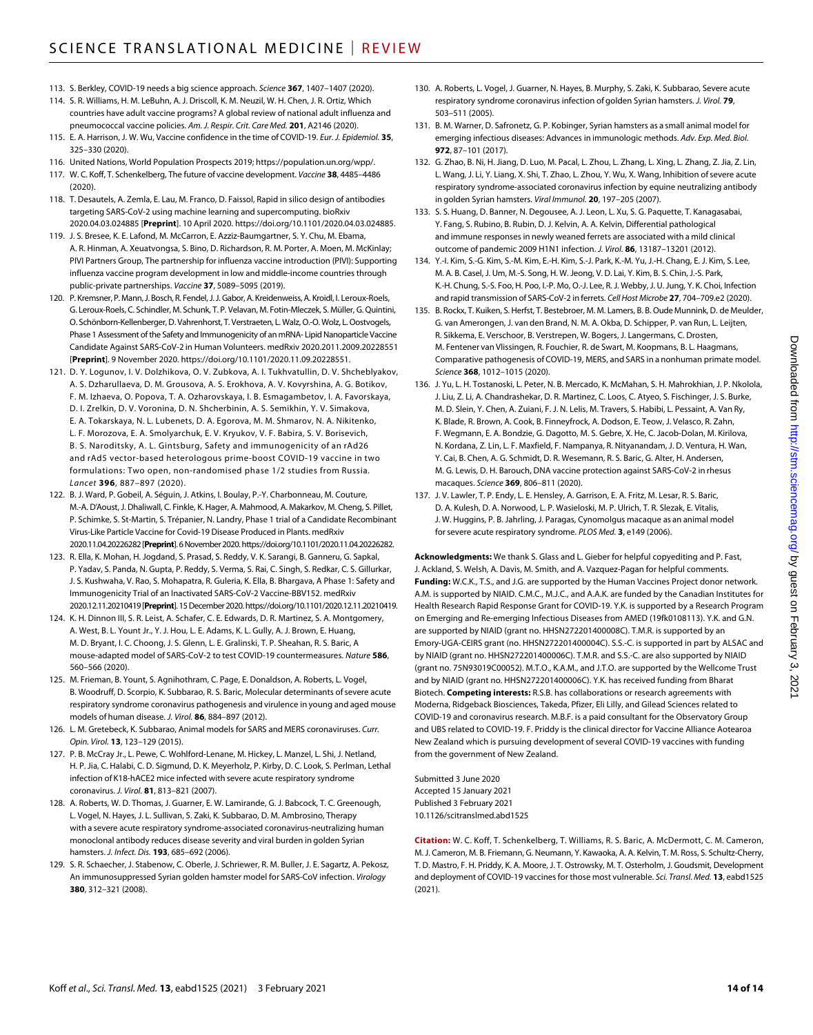113. S. Berkley, COVID-19 needs a big science approach. *Science* **367**, 1407–1407 (2020).
114. S. R. Williams, H. M. LeBuhn, A. J. Driscoll, K. M. Neuzil, W. H. Chen, J. R. Ortiz, Which countries have adult vaccine programs? A global review of national adult influenza and pneumococcal vaccine policies. *Am. J. Respir. Crit. Care Med.* **201**, A2146 (2020).
115. E. A. Harrison, J. W. Wu, Vaccine confidence in the time of COVID-19. *Eur. J. Epidemiol.* **35**, 325–330 (2020).
116. United Nations, World Population Prospects 2019; https://population.un.org/wpp/.
117. W. C. Koff, T. Schenkelberg, The future of vaccine development. *Vaccine* **38**, 4485–4486 (2020).
118. T. Desautels, A. Zemla, E. Lau, M. Franco, D. Faissol, Rapid in silico design of antibodies targeting SARS-CoV-2 using machine learning and supercomputing. bioRxiv 2020.04.03.024885 [**Preprint**]. 10 April 2020. https://doi.org/10.1101/2020.04.03.024885.
119. J. S. Bresee, K. E. Lafond, M. McCarron, E. Azziz-Baumgartner, S. Y. Chu, M. Ebama, A. R. Hinman, A. Xeuatvongsa, S. Bino, D. Richardson, R. M. Porter, A. Moen, M. McKinlay; PIVI Partners Group, The partnership for influenza vaccine introduction (PIVI): Supporting influenza vaccine program development in low and middle-income countries through public-private partnerships. *Vaccine* **37**, 5089–5095 (2019).
120. P. Kremsner, P. Mann, J. Bosch, R. Fendel, J. J. Gabor, A. Kreidenweiss, A. Kroidl, I. Leroux-Roels, G. Leroux-Roels, C. Schindler, M. Schunk, T. P. Velavan, M. Fotin-Mleczek, S. Müller, G. Quintini, O. Schönborn-Kellenberger, D. Vahrenhorst, T. Verstraeten, L. Walz, O.-O. Wolz, L. Oostvogels, Phase 1 Assessment of the Safety and Immunogenicity of an mRNA- Lipid Nanoparticle Vaccine Candidate Against SARS-CoV-2 in Human Volunteers. medRxiv 2020.2011.2009.20228551 [**Preprint**]. 9 November 2020. https://doi.org/10.1101/2020.11.09.20228551.
121. D. Y. Logunov, I. V. Dolzhikova, O. V. Zubkova, A. I. Tukhvatullin, D. V. Shcheblyakov, A. S. Dzharullaeva, D. M. Grousova, A. S. Erokhova, A. V. Kovyrshina, A. G. Botikov, F. M. Izhaeva, O. Popova, T. A. Ozharovskaya, I. B. Esmagambetov, I. A. Favorskaya, D. I. Zrelkin, D. V. Voronina, D. N. Shcherbinin, A. S. Semikhin, Y. V. Simakova, E. A. Tokarskaya, N. L. Lubenets, D. A. Egorova, M. M. Shmarov, N. A. Nikitenko, L. F. Morozova, E. A. Smolyarchuk, E. V. Kryukov, V. F. Babira, S. V. Borisevich, B. S. Naroditsky, A. L. Gintsburg, Safety and immunogenicity of an rAd26 and rAd5 vector-based heterologous prime-boost COVID-19 vaccine in two formulations: Two open, non-randomised phase 1/2 studies from Russia. *Lancet* **396**, 887–897 (2020).
122. B. J. Ward, P. Gobeil, A. Séguin, J. Atkins, I. Boulay, P.-Y. Charbonneau, M. Couture, M.-A. D'Aoust, J. Dhaliwall, C. Finkle, K. Hager, A. Mahmood, A. Makarkov, M. Cheng, S. Pillet, P. Schimke, S. St-Martin, S. Trépanier, N. Landry, Phase 1 trial of a Candidate Recombinant Virus-Like Particle Vaccine for Covid-19 Disease Produced in Plants. medRxiv 2020.11.04.20226282 [**Preprint**]. 6 November 2020. https://doi.org/10.1101/2020.11.04.20226282.
123. R. Ella, K. Mohan, H. Jogdand, S. Prasad, S. Reddy, V. K. Sarangi, B. Ganneru, G. Sapkal, P. Yadav, S. Panda, N. Gupta, P. Reddy, S. Verma, S. Rai, C. Singh, S. Redkar, C. S. Gillurkar, J. S. Kushwaha, V. Rao, S. Mohapatra, R. Guleria, K. Ella, B. Bhargava, A Phase 1: Safety and Immunogenicity Trial of an Inactivated SARS-CoV-2 Vaccine-BBV152. medRxiv 2020.12.11.20210419 [**Preprint**]. 15 December 2020. https://doi.org/10.1101/2020.12.11.20210419.
124. K. H. Dinnon III, S. R. Leist, A. Schafer, C. E. Edwards, D. R. Martinez, S. A. Montgomery, A. West, B. L. Yount Jr., Y. J. Hou, L. E. Adams, K. L. Gully, A. J. Brown, E. Huang, M. D. Bryant, I. C. Choong, J. S. Glenn, L. E. Gralinski, T. P. Sheahan, R. S. Baric, A mouse-adapted model of SARS-CoV-2 to test COVID-19 countermeasures. *Nature* **586**, 560–566 (2020).
125. M. Frieman, B. Yount, S. Agnihothram, C. Page, E. Donaldson, A. Roberts, L. Vogel, B. Woodruff, D. Scorpio, K. Subbarao, R. S. Baric, Molecular determinants of severe acute respiratory syndrome coronavirus pathogenesis and virulence in young and aged mouse models of human disease. *J. Virol.* **86**, 884–897 (2012).
126. L. M. Gretebeck, K. Subbarao, Animal models for SARS and MERS coronaviruses. *Curr. Opin. Virol.* **13**, 123–129 (2015).
127. P. B. McCray Jr., L. Pewe, C. Wohlford-Lenane, M. Hickey, L. Manzel, L. Shi, J. Netland, H. P. Jia, C. Halabi, C. D. Sigmund, D. K. Meyerholz, P. Kirby, D. C. Look, S. Perlman, Lethal infection of K18-hACE2 mice infected with severe acute respiratory syndrome coronavirus. *J. Virol.* **81**, 813–821 (2007).
128. A. Roberts, W. D. Thomas, J. Guarner, E. W. Lamirande, G. J. Babcock, T. C. Greenough, L. Vogel, N. Hayes, J. L. Sullivan, S. Zaki, K. Subbarao, D. M. Ambrosino, Therapy with a severe acute respiratory syndrome-associated coronavirus-neutralizing human monoclonal antibody reduces disease severity and viral burden in golden Syrian hamsters. *J. Infect. Dis.* **193**, 685–692 (2006).
129. S. R. Schaecher, J. Stabenow, C. Oberle, J. Schriewer, R. M. Buller, J. E. Sagartz, A. Pekosz, An immunosuppressed Syrian golden hamster model for SARS-CoV infection. *Virology* **380**, 312–321 (2008).
130. A. Roberts, L. Vogel, J. Guarner, N. Hayes, B. Murphy, S. Zaki, K. Subbarao, Severe acute respiratory syndrome coronavirus infection of golden Syrian hamsters. *J. Virol.* **79**, 503–511 (2005).
131. B. M. Warner, D. Safronetz, G. P. Kobinger, Syrian hamsters as a small animal model for emerging infectious diseases: Advances in immunologic methods. *Adv. Exp. Med. Biol.* **972**, 87–101 (2017).
132. G. Zhao, B. Ni, H. Jiang, D. Luo, M. Pacal, L. Zhou, L. Zhang, L. Xing, L. Zhang, Z. Jia, Z. Lin, L. Wang, J. Li, Y. Liang, X. Shi, T. Zhao, L. Zhou, Y. Wu, X. Wang, Inhibition of severe acute respiratory syndrome-associated coronavirus infection by equine neutralizing antibody in golden Syrian hamsters. *Viral Immunol.* **20**, 197–205 (2007).
133. S. S. Huang, D. Banner, N. Degousee, A. J. Leon, L. Xu, S. G. Paquette, T. Kanagasabai, Y. Fang, S. Rubino, B. Rubin, D. J. Kelvin, A. A. Kelvin, Differential pathological and immune responses in newly weaned ferrets are associated with a mild clinical outcome of pandemic 2009 H1N1 infection. *J. Virol.* **86**, 13187–13201 (2012).
134. Y.-I. Kim, S.-G. Kim, S.-M. Kim, E.-H. Kim, S.-J. Park, K.-M. Yu, J.-H. Chang, E. J. Kim, S. Lee, M. A. B. Casel, J. Um, M.-S. Song, H. W. Jeong, V. D. Lai, Y. Kim, B. S. Chin, J.-S. Park, K.-H. Chung, S.-S. Foo, H. Poo, I.-P. Mo, O.-J. Lee, R. J. Webby, J. U. Jung, Y. K. Choi, Infection and rapid transmission of SARS-CoV-2 in ferrets. *Cell Host Microbe* **27**, 704–709.e2 (2020).
135. B. Rockx, T. Kuiken, S. Herfst, T. Bestebroer, M. M. Lamers, B. B. Oude Munnink, D. de Meulder, G. van Amerongen, J. van den Brand, N. M. A. Okba, D. Schipper, P. van Run, L. Leijten, R. Sikkema, E. Verschoor, B. Verstrepen, W. Bogers, J. Langermans, C. Drosten, M. Fentener van Vlissingen, R. Fouchier, R. de Swart, M. Koopmans, B. L. Haagmans, Comparative pathogenesis of COVID-19, MERS, and SARS in a nonhuman primate model. *Science* **368**, 1012–1015 (2020).
136. J. Yu, L. H. Tostanoski, L. Peter, N. B. Mercado, K. McMahan, S. H. Mahrokhian, J. P. Nkolola, J. Liu, Z. Li, A. Chandrashekar, D. R. Martinez, C. Loos, C. Atyeo, S. Fischinger, J. S. Burke, M. D. Slein, Y. Chen, A. Zuiani, F. J. N. Lelis, M. Travers, S. Habibi, L. Pessaint, A. Van Ry, K. Blade, R. Brown, A. Cook, B. Finneyfrock, A. Dodson, E. Teow, J. Velasco, R. Zahn, F. Wegmann, E. A. Bondzie, G. Dagotto, M. S. Gebre, X. He, C. Jacob-Dolan, M. Kirilova, N. Kordana, Z. Lin, L. F. Maxfield, F. Nampanya, R. Nityanandam, J. D. Ventura, H. Wan, Y. Cai, B. Chen, A. G. Schmidt, D. R. Wesemann, R. S. Baric, G. Alter, H. Andersen, M. G. Lewis, D. H. Barouch, DNA vaccine protection against SARS-CoV-2 in rhesus macaques. *Science* **369**, 806–811 (2020).
137. J. V. Lawler, T. P. Endy, L. E. Hensley, A. Garrison, E. A. Fritz, M. Lesar, R. S. Baric, D. A. Kulesh, D. A. Norwood, L. P. Wasieloski, M. P. Ulrich, T. R. Slezak, E. Vitalis, J. W. Huggins, P. B. Jahrling, J. Paragas, Cynomolgus macaque as an animal model for severe acute respiratory syndrome. *PLOS Med.* **3**, e149 (2006).

**Acknowledgments:** We thank S. Glass and L. Gieber for helpful copyediting and P. Fast, J. Ackland, S. Welsh, A. Davis, M. Smith, and A. Vazquez-Pagan for helpful comments. **Funding:** W.C.K., T.S., and J.G. are supported by the Human Vaccines Project donor network. A.M. is supported by NIAID. C.M.C., M.J.C., and A.A.K. are funded by the Canadian Institutes for Health Research Rapid Response Grant for COVID-19. Y.K. is supported by a Research Program on Emerging and Re-emerging Infectious Diseases from AMED (19fk0108113). Y.K. and G.N. are supported by NIAID (grant no. HHSN272201400008C). T.M.R. is supported by an Emory-UGA-CEIRS grant (no. HHSN272201400004C). S.S.-C. is supported in part by ALSAC and by NIAID (grant no. HHSN272201400006C). T.M.R. and S.S.-C. are also supported by NIAID (grant no. 75N93019C00052). M.T.O., K.A.M., and J.T.O. are supported by the Wellcome Trust and by NIAID (grant no. HHSN272201400006C). Y.K. has received funding from Bharat Biotech. **Competing interests:** R.S.B. has collaborations or research agreements with Moderna, Ridgeback Biosciences, Takeda, Pfizer, Eli Lilly, and Gilead Sciences related to COVID-19 and coronavirus research. M.B.F. is a paid consultant for the Observatory Group and UBS related to COVID-19. F. Priddy is the clinical director for Vaccine Alliance Aotearoa New Zealand which is pursuing development of several COVID-19 vaccines with funding from the government of New Zealand.

Submitted 3 June 2020
Accepted 15 January 2021
Published 3 February 2021
10.1126/scitranslmed.abd1525

**Citation:** W. C. Koff, T. Schenkelberg, T. Williams, R. S. Baric, A. McDermott, C. M. Cameron, M. J. Cameron, M. B. Friemann, G. Neumann, Y. Kawaoka, A. A. Kelvin, T. M. Ross, S. Schultz-Cherry, T. D. Mastro, F. H. Priddy, K. A. Moore, J. T. Ostrowsky, M. T. Osterholm, J. Goudsmit, Development and deployment of COVID-19 vaccines for those most vulnerable. *Sci. Transl. Med.* **13**, eabd1525 (2021).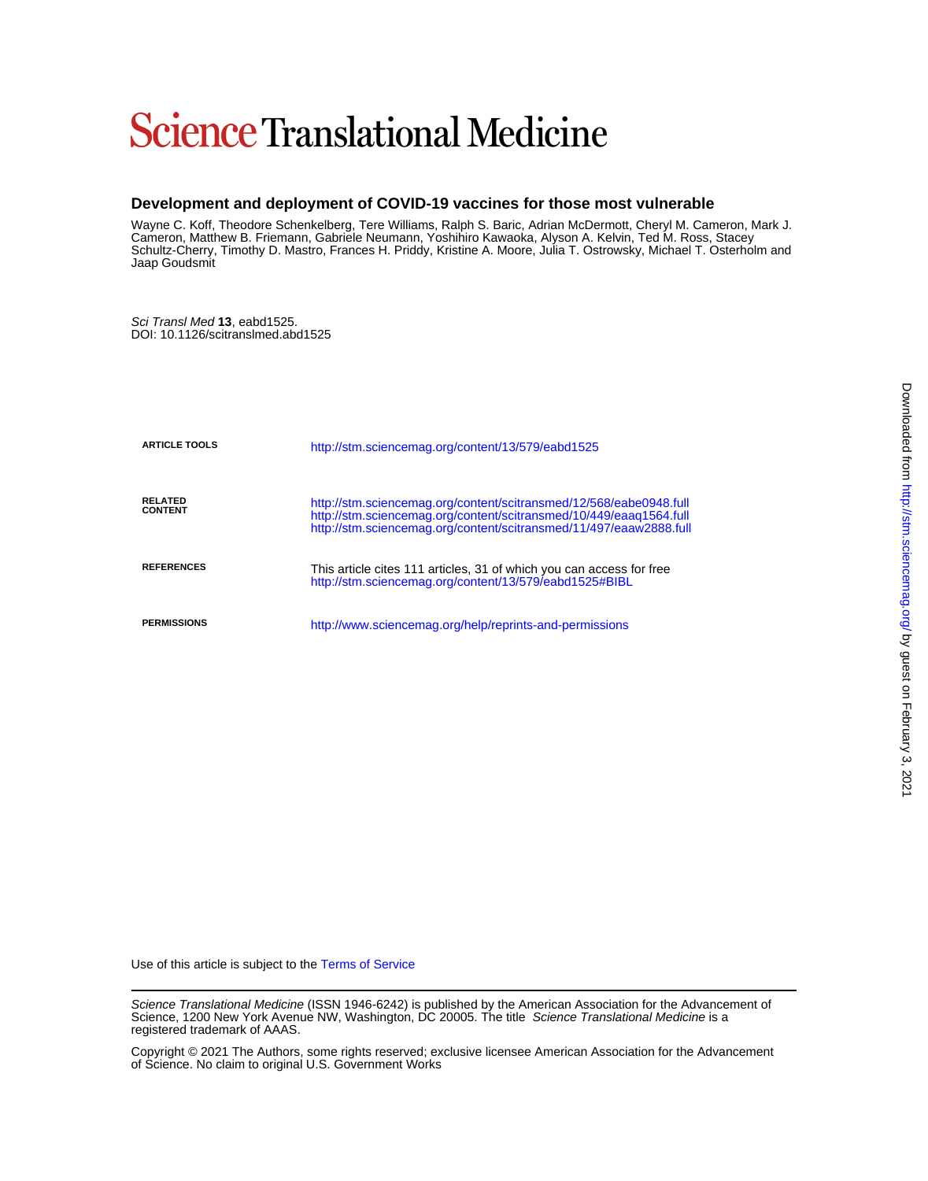# Science Translational Medicine

## Development and deployment of COVID-19 vaccines for those most vulnerable

Wayne C. Koff, Theodore Schenkelberg, Tere Williams, Ralph S. Baric, Adrian McDermott, Cheryl M. Cameron, Mark J. Cameron, Matthew B. Friemann, Gabriele Neumann, Yoshihiro Kawaoka, Alyson A. Kelvin, Ted M. Ross, Stacey Schultz-Cherry, Timothy D. Mastro, Frances H. Priddy, Kristine A. Moore, Julia T. Ostrowsky, Michael T. Osterholm and Jaap Goudsmit

*Sci Transl Med* **13**, eabd1525.
DOI: 10.1126/scitranslmed.abd1525

| | |
|---|---|
| **ARTICLE TOOLS** | http://stm.sciencemag.org/content/13/579/eabd1525 |
| **RELATED CONTENT** | http://stm.sciencemag.org/content/scitransmed/12/568/eabe0948.full<br>http://stm.sciencemag.org/content/scitransmed/10/449/eaaq1564.full<br>http://stm.sciencemag.org/content/scitransmed/11/497/eaaw2888.full |
| **REFERENCES** | This article cites 111 articles, 31 of which you can access for free<br>http://stm.sciencemag.org/content/13/579/eabd1525#BIBL |
| **PERMISSIONS** | http://www.sciencemag.org/help/reprints-and-permissions |

Use of this article is subject to the Terms of Service

*Science Translational Medicine* (ISSN 1946-6242) is published by the American Association for the Advancement of Science, 1200 New York Avenue NW, Washington, DC 20005. The title *Science Translational Medicine* is a registered trademark of AAAS.

Copyright © 2021 The Authors, some rights reserved; exclusive licensee American Association for the Advancement of Science. No claim to original U.S. Government Works

Downloaded from http://stm.sciencemag.org/ by guest on February 3, 2021